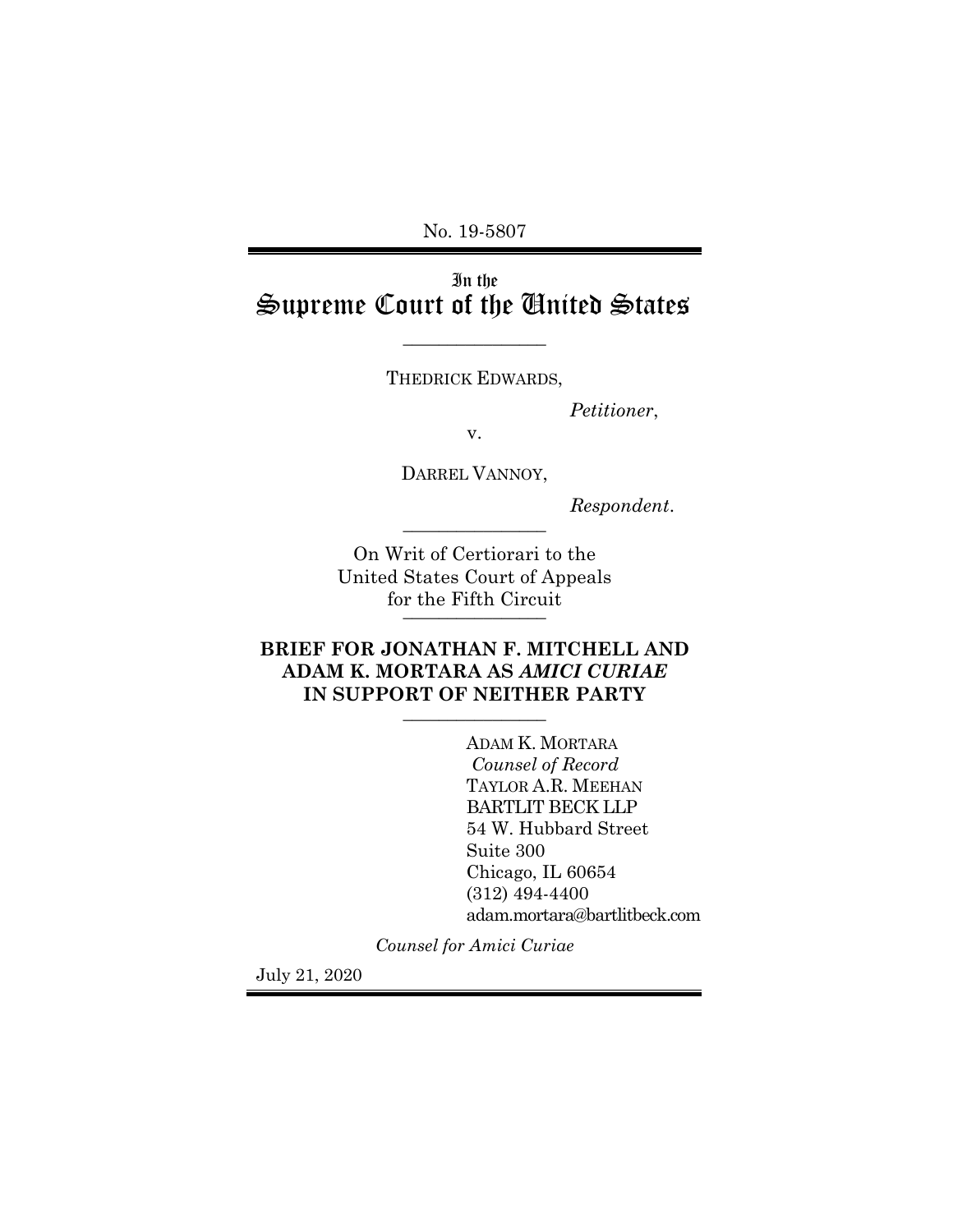No. 19-5807

# In the Supreme Court of the United States

THEDRICK EDWARDS,

*Petitioner*,

v.

DARREL VANNOY,

*Respondent*.

On Writ of Certiorari to the United States Court of Appeals for the Fifth Circuit

**BRIEF FOR JONATHAN F. MITCHELL AND ADAM K. MORTARA AS *AMICI CURIAE* IN SUPPORT OF NEITHER PARTY**

ADAM K. MORTARA
*Counsel of Record*
TAYLOR A.R. MEEHAN
BARTLIT BECK LLP
54 W. Hubbard Street
Suite 300
Chicago, IL 60654
(312) 494-4400
adam.mortara@bartlitbeck.com

*Counsel for Amici Curiae*

July 21, 2020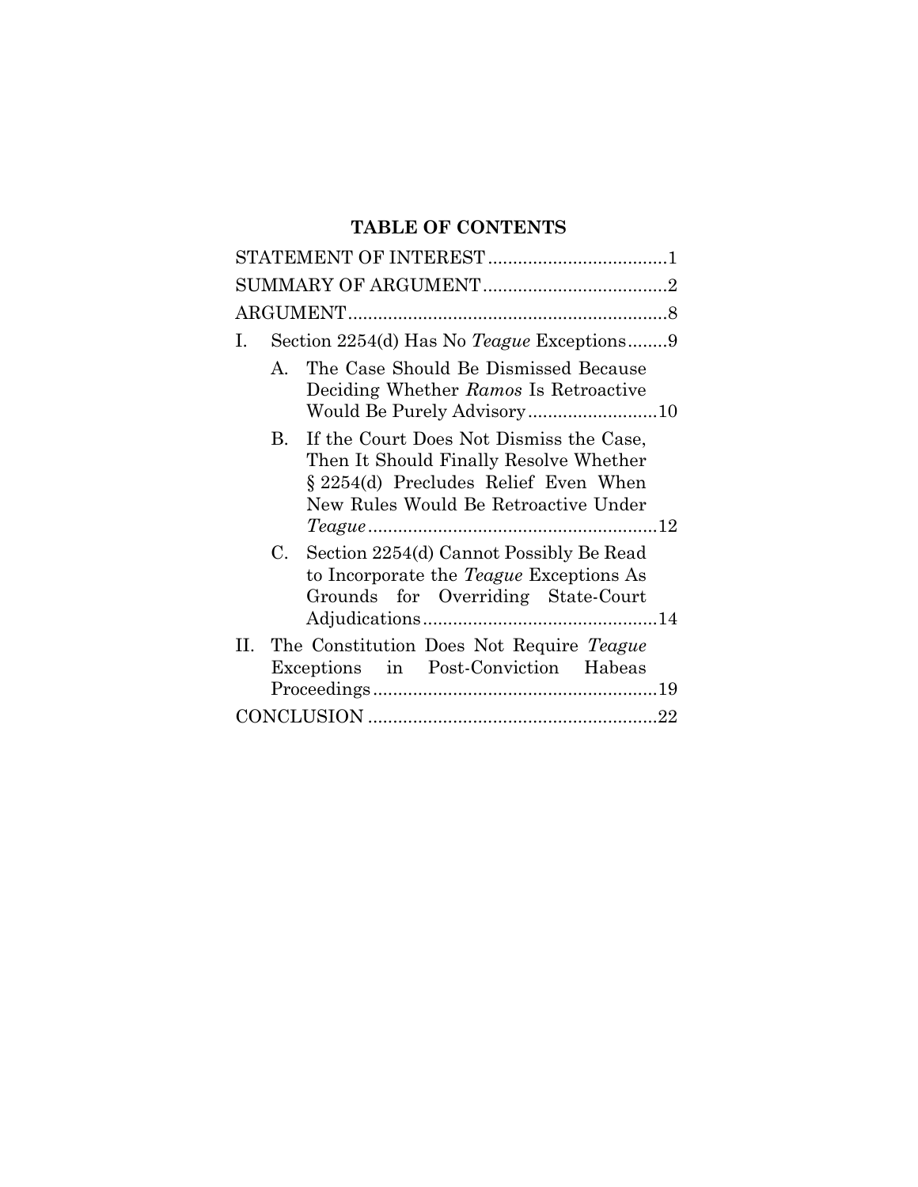**TABLE OF CONTENTS**

STATEMENT OF INTEREST .................................... 1

SUMMARY OF ARGUMENT ..................................... 2

ARGUMENT ................................................................ 8

I. Section 2254(d) Has No *Teague* Exceptions ........ 9

   A. The Case Should Be Dismissed Because Deciding Whether *Ramos* Is Retroactive Would Be Purely Advisory .......................... 10

   B. If the Court Does Not Dismiss the Case, Then It Should Finally Resolve Whether § 2254(d) Precludes Relief Even When New Rules Would Be Retroactive Under *Teague* .......................................................... 12

   C. Section 2254(d) Cannot Possibly Be Read to Incorporate the *Teague* Exceptions As Grounds for Overriding State-Court Adjudications ............................................... 14

II. The Constitution Does Not Require *Teague* Exceptions in Post-Conviction Habeas Proceedings ......................................................... 19

CONCLUSION .......................................................... 22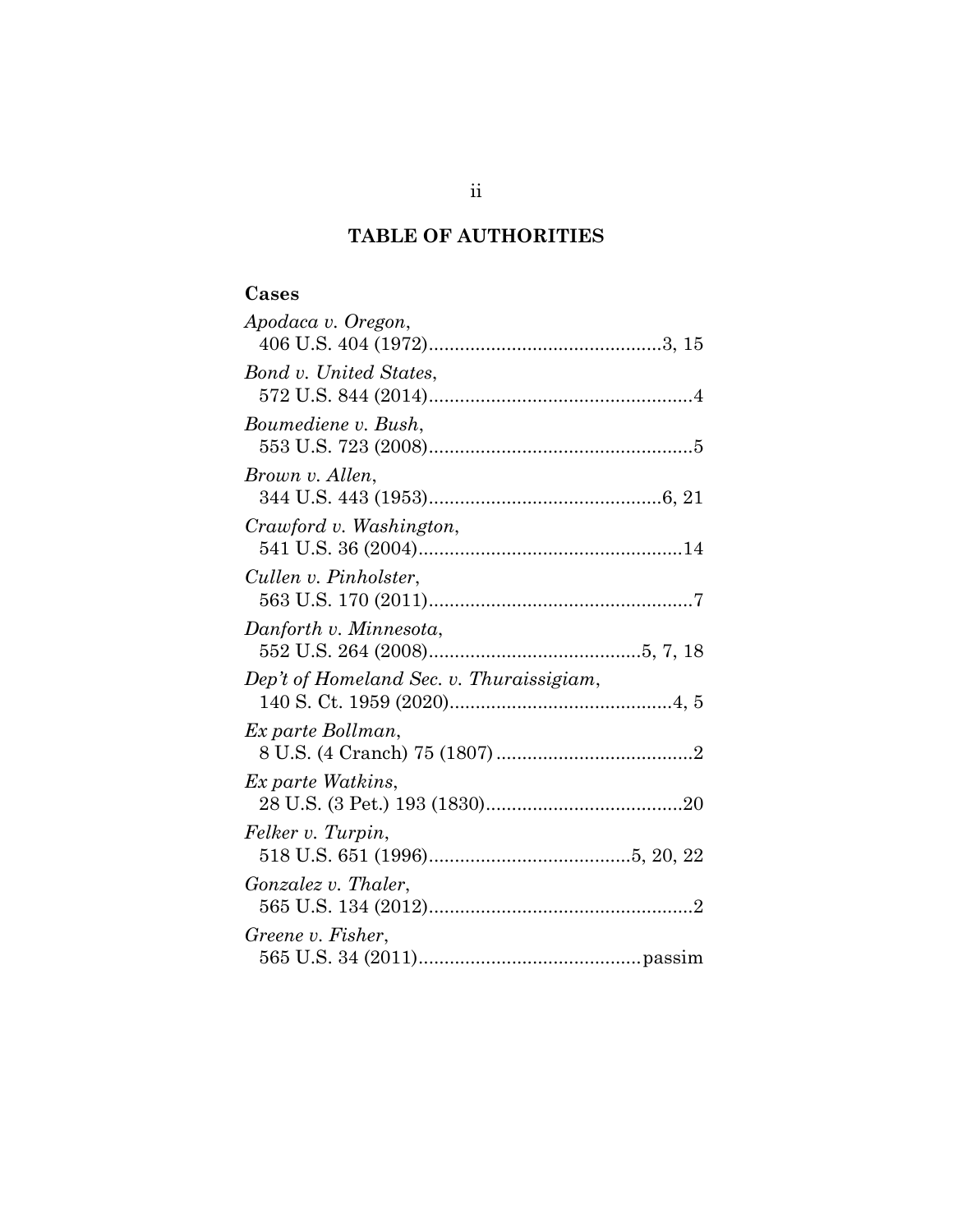# TABLE OF AUTHORITIES

## Cases

*Apodaca v. Oregon*,
406 U.S. 404 (1972)............................................3, 15

*Bond v. United States*,
572 U.S. 844 (2014)..................................................4

*Boumediene v. Bush*,
553 U.S. 723 (2008)..................................................5

*Brown v. Allen*,
344 U.S. 443 (1953)............................................6, 21

*Crawford v. Washington*,
541 U.S. 36 (2004)..................................................14

*Cullen v. Pinholster*,
563 U.S. 170 (2011)..................................................7

*Danforth v. Minnesota*,
552 U.S. 264 (2008)........................................5, 7, 18

*Dep't of Homeland Sec. v. Thuraissigiam*,
140 S. Ct. 1959 (2020)..........................................4, 5

*Ex parte Bollman*,
8 U.S. (4 Cranch) 75 (1807) ......................................2

*Ex parte Watkins*,
28 U.S. (3 Pet.) 193 (1830)......................................20

*Felker v. Turpin*,
518 U.S. 651 (1996)......................................5, 20, 22

*Gonzalez v. Thaler*,
565 U.S. 134 (2012)..................................................2

*Greene v. Fisher*,
565 U.S. 34 (2011)..........................................passim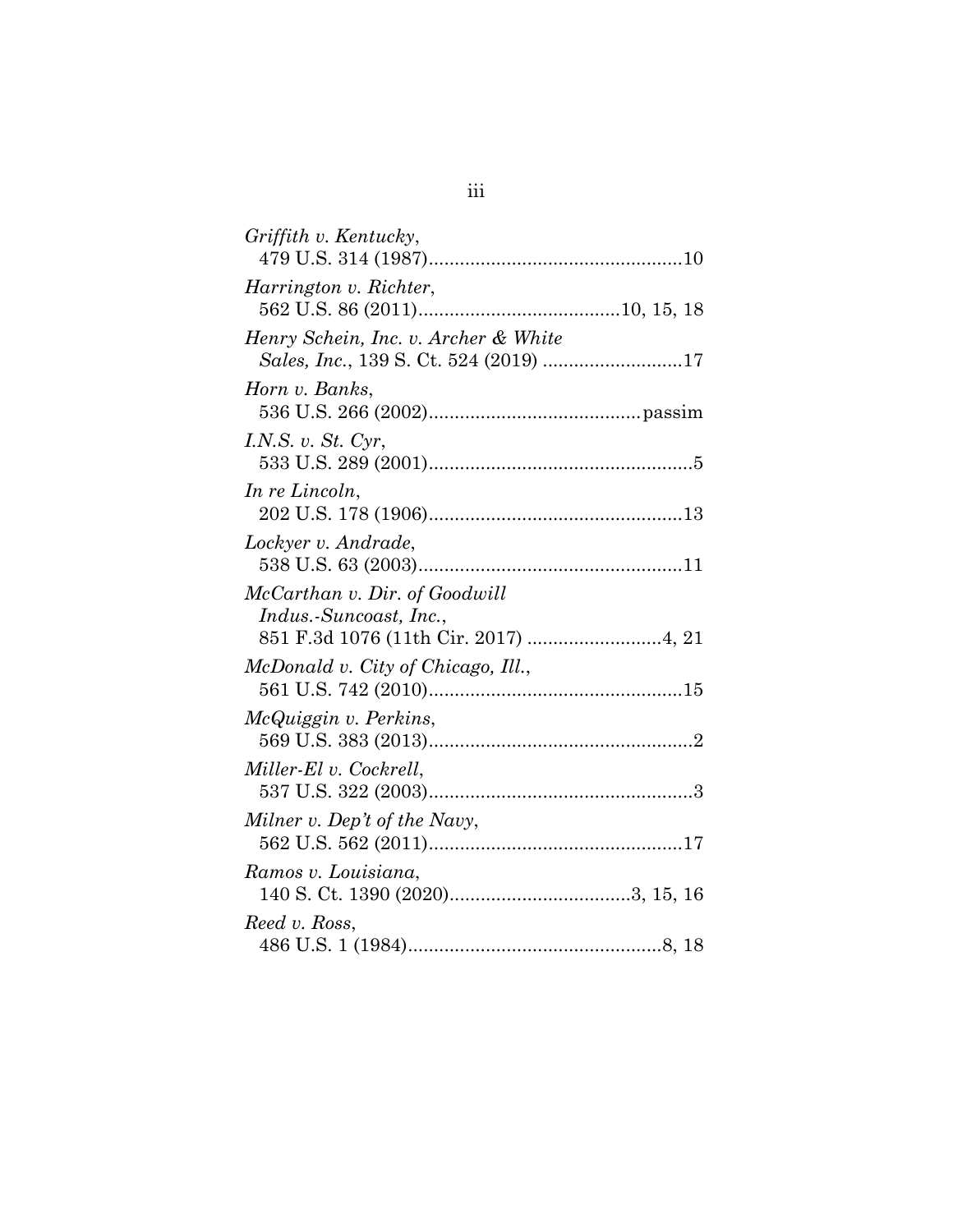*Griffith v. Kentucky*,
479 U.S. 314 (1987)................................................10

*Harrington v. Richter*,
562 U.S. 86 (2011).......................................10, 15, 18

*Henry Schein, Inc. v. Archer & White Sales, Inc.*, 139 S. Ct. 524 (2019) ..........................17

*Horn v. Banks*,
536 U.S. 266 (2002).........................................passim

*I.N.S. v. St. Cyr*,
533 U.S. 289 (2001)..................................................5

*In re Lincoln*,
202 U.S. 178 (1906)................................................13

*Lockyer v. Andrade*,
538 U.S. 63 (2003)..................................................11

*McCarthan v. Dir. of Goodwill Indus.-Suncoast, Inc.*,
851 F.3d 1076 (11th Cir. 2017) .........................4, 21

*McDonald v. City of Chicago, Ill.*,
561 U.S. 742 (2010)................................................15

*McQuiggin v. Perkins*,
569 U.S. 383 (2013)..................................................2

*Miller-El v. Cockrell*,
537 U.S. 322 (2003)..................................................3

*Milner v. Dep't of the Navy*,
562 U.S. 562 (2011)................................................17

*Ramos v. Louisiana*,
140 S. Ct. 1390 (2020)..................................3, 15, 16

*Reed v. Ross*,
486 U.S. 1 (1984)................................................8, 18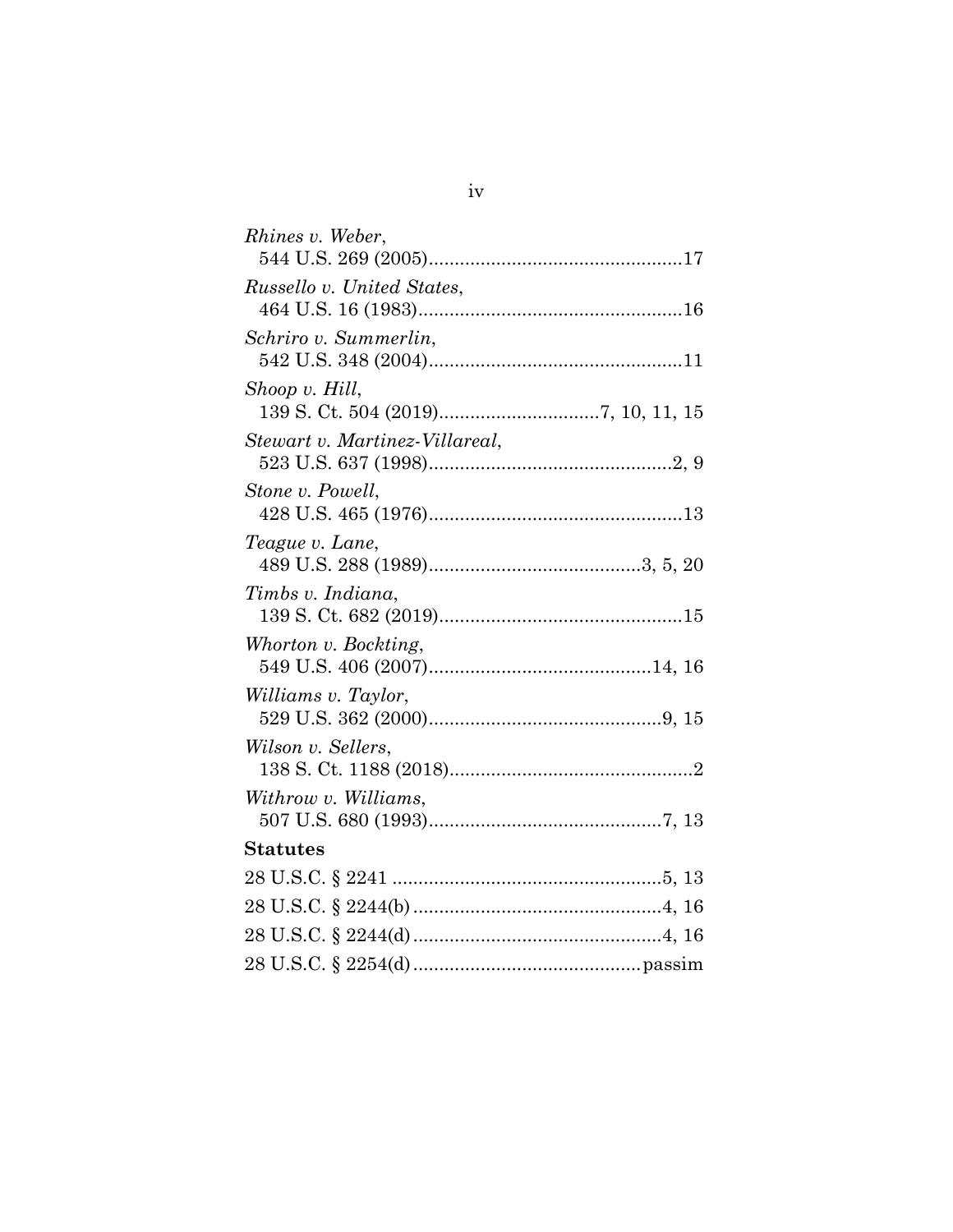*Rhines v. Weber*,
544 U.S. 269 (2005)................................................17

*Russello v. United States*,
464 U.S. 16 (1983)..................................................16

*Schriro v. Summerlin*,
542 U.S. 348 (2004)................................................11

*Shoop v. Hill*,
139 S. Ct. 504 (2019)..............................7, 10, 11, 15

*Stewart v. Martinez-Villareal*,
523 U.S. 637 (1998)..............................................2, 9

*Stone v. Powell*,
428 U.S. 465 (1976)................................................13

*Teague v. Lane*,
489 U.S. 288 (1989)........................................3, 5, 20

*Timbs v. Indiana*,
139 S. Ct. 682 (2019)..............................................15

*Whorton v. Bockting*,
549 U.S. 406 (2007)..........................................14, 16

*Williams v. Taylor*,
529 U.S. 362 (2000)............................................9, 15

*Wilson v. Sellers*,
138 S. Ct. 1188 (2018)..............................................2

*Withrow v. Williams*,
507 U.S. 680 (1993)............................................7, 13

**Statutes**

28 U.S.C. § 2241 ...................................................5, 13

28 U.S.C. § 2244(b) ...............................................4, 16

28 U.S.C. § 2244(d) ...............................................4, 16

28 U.S.C. § 2254(d) ...........................................passim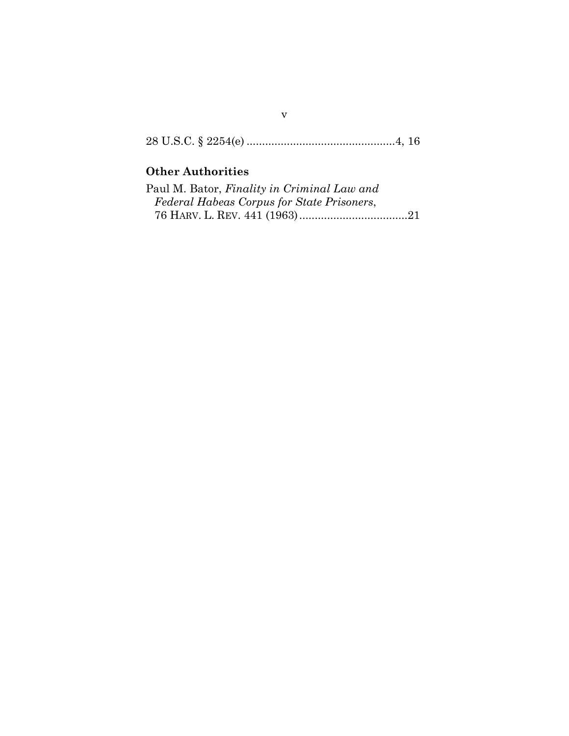28 U.S.C. § 2254(e) ................................................4, 16

### Other Authorities

Paul M. Bator, *Finality in Criminal Law and Federal Habeas Corpus for State Prisoners*, 76 HARV. L. REV. 441 (1963) ...................................21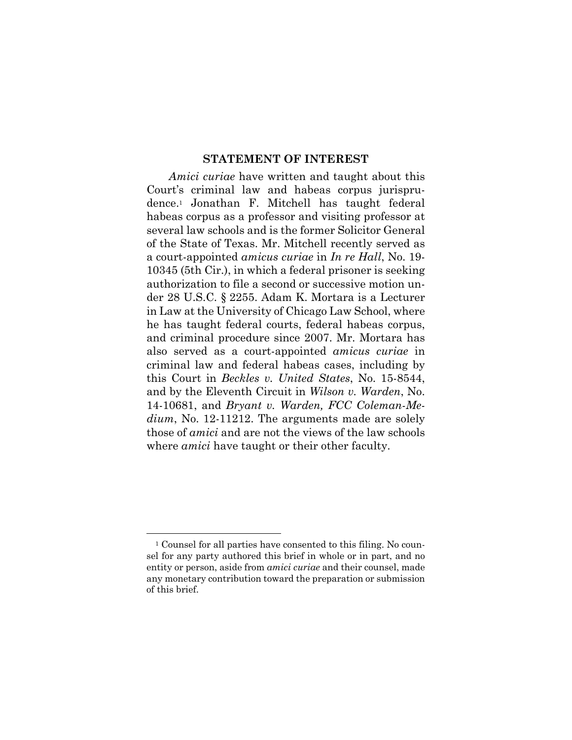## STATEMENT OF INTEREST

*Amici curiae* have written and taught about this Court's criminal law and habeas corpus jurisprudence.[1] Jonathan F. Mitchell has taught federal habeas corpus as a professor and visiting professor at several law schools and is the former Solicitor General of the State of Texas. Mr. Mitchell recently served as a court-appointed *amicus curiae* in *In re Hall*, No. 19-10345 (5th Cir.), in which a federal prisoner is seeking authorization to file a second or successive motion under 28 U.S.C. § 2255. Adam K. Mortara is a Lecturer in Law at the University of Chicago Law School, where he has taught federal courts, federal habeas corpus, and criminal procedure since 2007. Mr. Mortara has also served as a court-appointed *amicus curiae* in criminal law and federal habeas cases, including by this Court in *Beckles v. United States*, No. 15-8544, and by the Eleventh Circuit in *Wilson v. Warden*, No. 14-10681, and *Bryant v. Warden, FCC Coleman-Medium*, No. 12-11212. The arguments made are solely those of *amici* and are not the views of the law schools where *amici* have taught or their other faculty.

---

[1] Counsel for all parties have consented to this filing. No counsel for any party authored this brief in whole or in part, and no entity or person, aside from *amici curiae* and their counsel, made any monetary contribution toward the preparation or submission of this brief.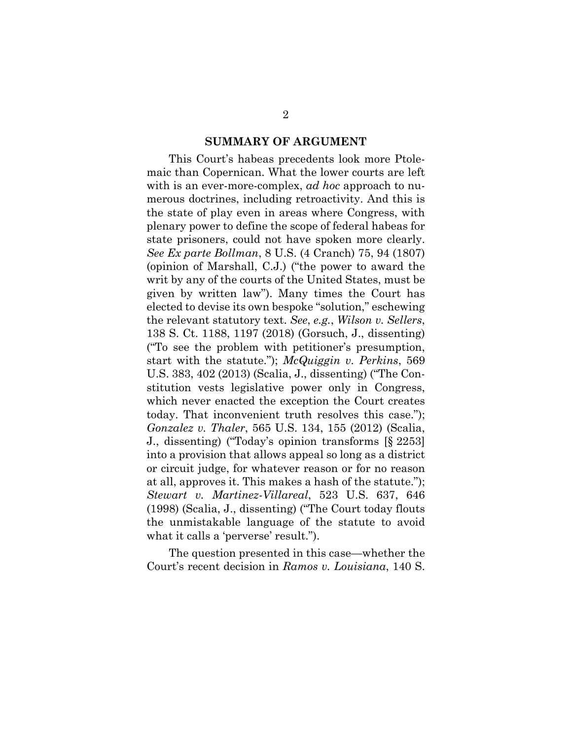## SUMMARY OF ARGUMENT

This Court's habeas precedents look more Ptolemaic than Copernican. What the lower courts are left with is an ever-more-complex, *ad hoc* approach to numerous doctrines, including retroactivity. And this is the state of play even in areas where Congress, with plenary power to define the scope of federal habeas for state prisoners, could not have spoken more clearly. *See Ex parte Bollman*, 8 U.S. (4 Cranch) 75, 94 (1807) (opinion of Marshall, C.J.) ("the power to award the writ by any of the courts of the United States, must be given by written law"). Many times the Court has elected to devise its own bespoke "solution," eschewing the relevant statutory text. *See*, *e.g.*, *Wilson v. Sellers*, 138 S. Ct. 1188, 1197 (2018) (Gorsuch, J., dissenting) ("To see the problem with petitioner's presumption, start with the statute."); *McQuiggin v. Perkins*, 569 U.S. 383, 402 (2013) (Scalia, J., dissenting) ("The Constitution vests legislative power only in Congress, which never enacted the exception the Court creates today. That inconvenient truth resolves this case."); *Gonzalez v. Thaler*, 565 U.S. 134, 155 (2012) (Scalia, J., dissenting) ("Today's opinion transforms [§ 2253] into a provision that allows appeal so long as a district or circuit judge, for whatever reason or for no reason at all, approves it. This makes a hash of the statute."); *Stewart v. Martinez-Villareal*, 523 U.S. 637, 646 (1998) (Scalia, J., dissenting) ("The Court today flouts the unmistakable language of the statute to avoid what it calls a 'perverse' result.").

The question presented in this case—whether the Court's recent decision in *Ramos v. Louisiana*, 140 S.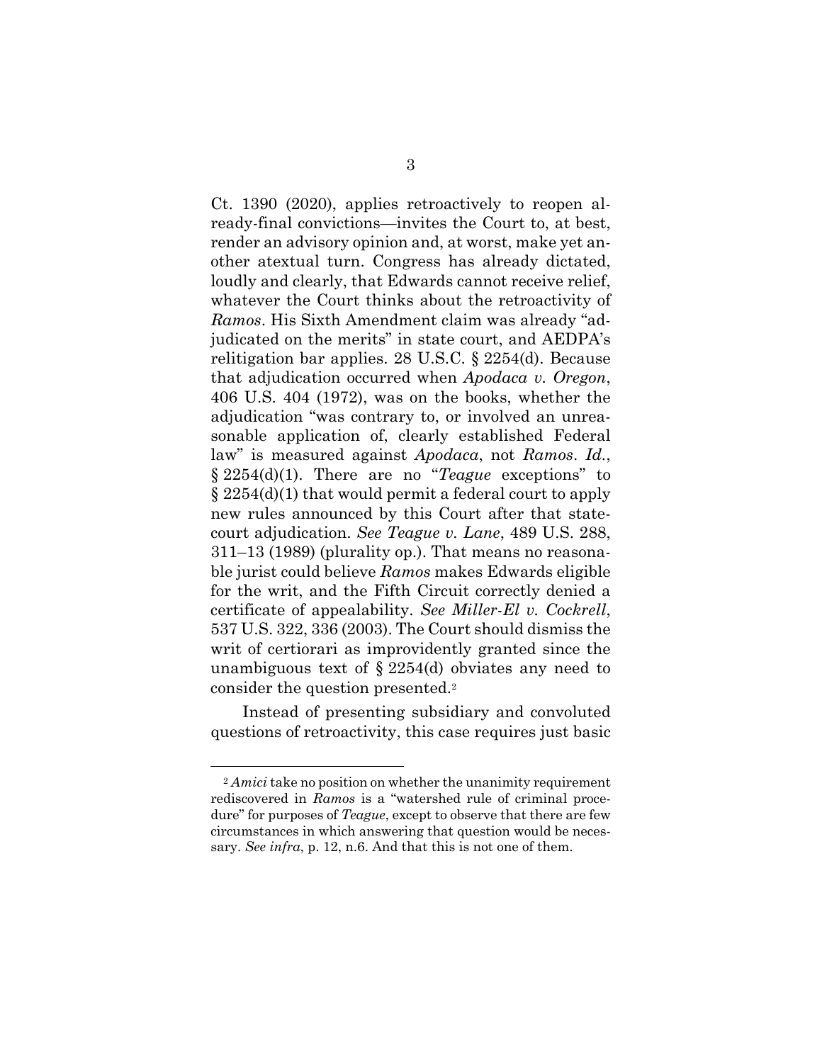Ct. 1390 (2020), applies retroactively to reopen already-final convictions—invites the Court to, at best, render an advisory opinion and, at worst, make yet another atextual turn. Congress has already dictated, loudly and clearly, that Edwards cannot receive relief, whatever the Court thinks about the retroactivity of *Ramos*. His Sixth Amendment claim was already "adjudicated on the merits" in state court, and AEDPA's relitigation bar applies. 28 U.S.C. § 2254(d). Because that adjudication occurred when *Apodaca v. Oregon*, 406 U.S. 404 (1972), was on the books, whether the adjudication "was contrary to, or involved an unreasonable application of, clearly established Federal law" is measured against *Apodaca*, not *Ramos*. *Id.*, § 2254(d)(1). There are no "*Teague* exceptions" to § 2254(d)(1) that would permit a federal court to apply new rules announced by this Court after that state-court adjudication. *See Teague v. Lane*, 489 U.S. 288, 311–13 (1989) (plurality op.). That means no reasonable jurist could believe *Ramos* makes Edwards eligible for the writ, and the Fifth Circuit correctly denied a certificate of appealability. *See Miller-El v. Cockrell*, 537 U.S. 322, 336 (2003). The Court should dismiss the writ of certiorari as improvidently granted since the unambiguous text of § 2254(d) obviates any need to consider the question presented.[2]

Instead of presenting subsidiary and convoluted questions of retroactivity, this case requires just basic

---

[2] *Amici* take no position on whether the unanimity requirement rediscovered in *Ramos* is a "watershed rule of criminal procedure" for purposes of *Teague*, except to observe that there are few circumstances in which answering that question would be necessary. *See infra*, p. 12, n.6. And that this is not one of them.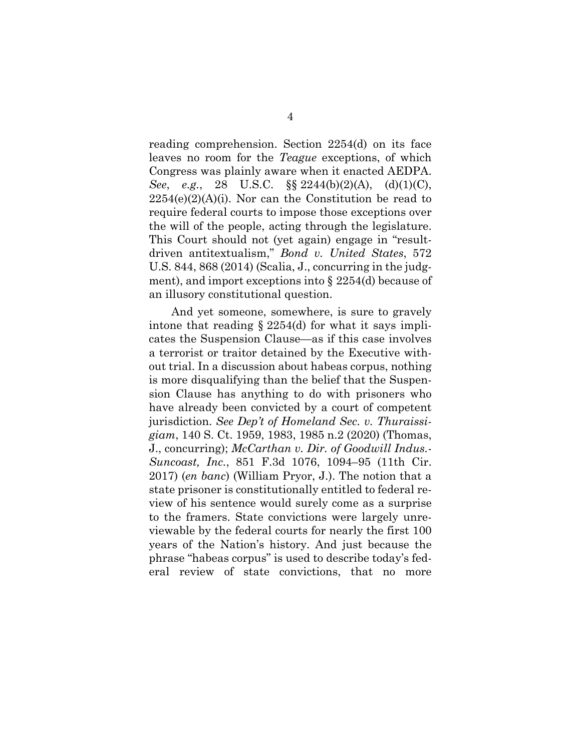reading comprehension. Section 2254(d) on its face leaves no room for the *Teague* exceptions, of which Congress was plainly aware when it enacted AEDPA. *See*, *e.g.*, 28 U.S.C. §§ 2244(b)(2)(A), (d)(1)(C), 2254(e)(2)(A)(i). Nor can the Constitution be read to require federal courts to impose those exceptions over the will of the people, acting through the legislature. This Court should not (yet again) engage in "result-driven antitextualism," *Bond v. United States*, 572 U.S. 844, 868 (2014) (Scalia, J., concurring in the judgment), and import exceptions into § 2254(d) because of an illusory constitutional question.

And yet someone, somewhere, is sure to gravely intone that reading § 2254(d) for what it says implicates the Suspension Clause—as if this case involves a terrorist or traitor detained by the Executive without trial. In a discussion about habeas corpus, nothing is more disqualifying than the belief that the Suspension Clause has anything to do with prisoners who have already been convicted by a court of competent jurisdiction. *See Dep't of Homeland Sec. v. Thuraissigiam*, 140 S. Ct. 1959, 1983, 1985 n.2 (2020) (Thomas, J., concurring); *McCarthan v. Dir. of Goodwill Indus.-Suncoast, Inc.*, 851 F.3d 1076, 1094–95 (11th Cir. 2017) (*en banc*) (William Pryor, J.). The notion that a state prisoner is constitutionally entitled to federal review of his sentence would surely come as a surprise to the framers. State convictions were largely unreviewable by the federal courts for nearly the first 100 years of the Nation's history. And just because the phrase "habeas corpus" is used to describe today's federal review of state convictions, that no more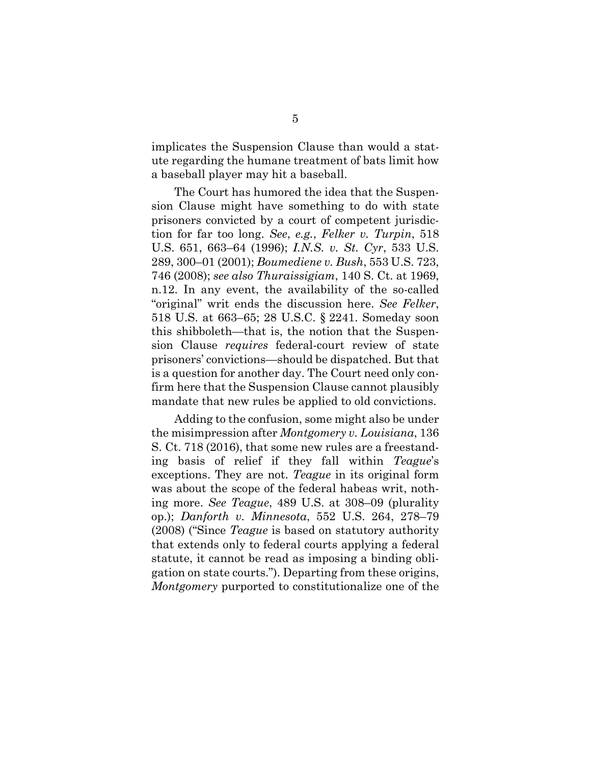implicates the Suspension Clause than would a statute regarding the humane treatment of bats limit how a baseball player may hit a baseball.

The Court has humored the idea that the Suspension Clause might have something to do with state prisoners convicted by a court of competent jurisdiction for far too long. *See*, *e.g.*, *Felker v. Turpin*, 518 U.S. 651, 663–64 (1996); *I.N.S. v. St. Cyr*, 533 U.S. 289, 300–01 (2001); *Boumediene v. Bush*, 553 U.S. 723, 746 (2008); *see also Thuraissigiam*, 140 S. Ct. at 1969, n.12. In any event, the availability of the so-called "original" writ ends the discussion here. *See Felker*, 518 U.S. at 663–65; 28 U.S.C. § 2241. Someday soon this shibboleth—that is, the notion that the Suspension Clause *requires* federal-court review of state prisoners' convictions—should be dispatched. But that is a question for another day. The Court need only confirm here that the Suspension Clause cannot plausibly mandate that new rules be applied to old convictions.

Adding to the confusion, some might also be under the misimpression after *Montgomery v. Louisiana*, 136 S. Ct. 718 (2016), that some new rules are a freestanding basis of relief if they fall within *Teague*'s exceptions. They are not. *Teague* in its original form was about the scope of the federal habeas writ, nothing more. *See Teague*, 489 U.S. at 308–09 (plurality op.); *Danforth v. Minnesota*, 552 U.S. 264, 278–79 (2008) ("Since *Teague* is based on statutory authority that extends only to federal courts applying a federal statute, it cannot be read as imposing a binding obligation on state courts."). Departing from these origins, *Montgomery* purported to constitutionalize one of the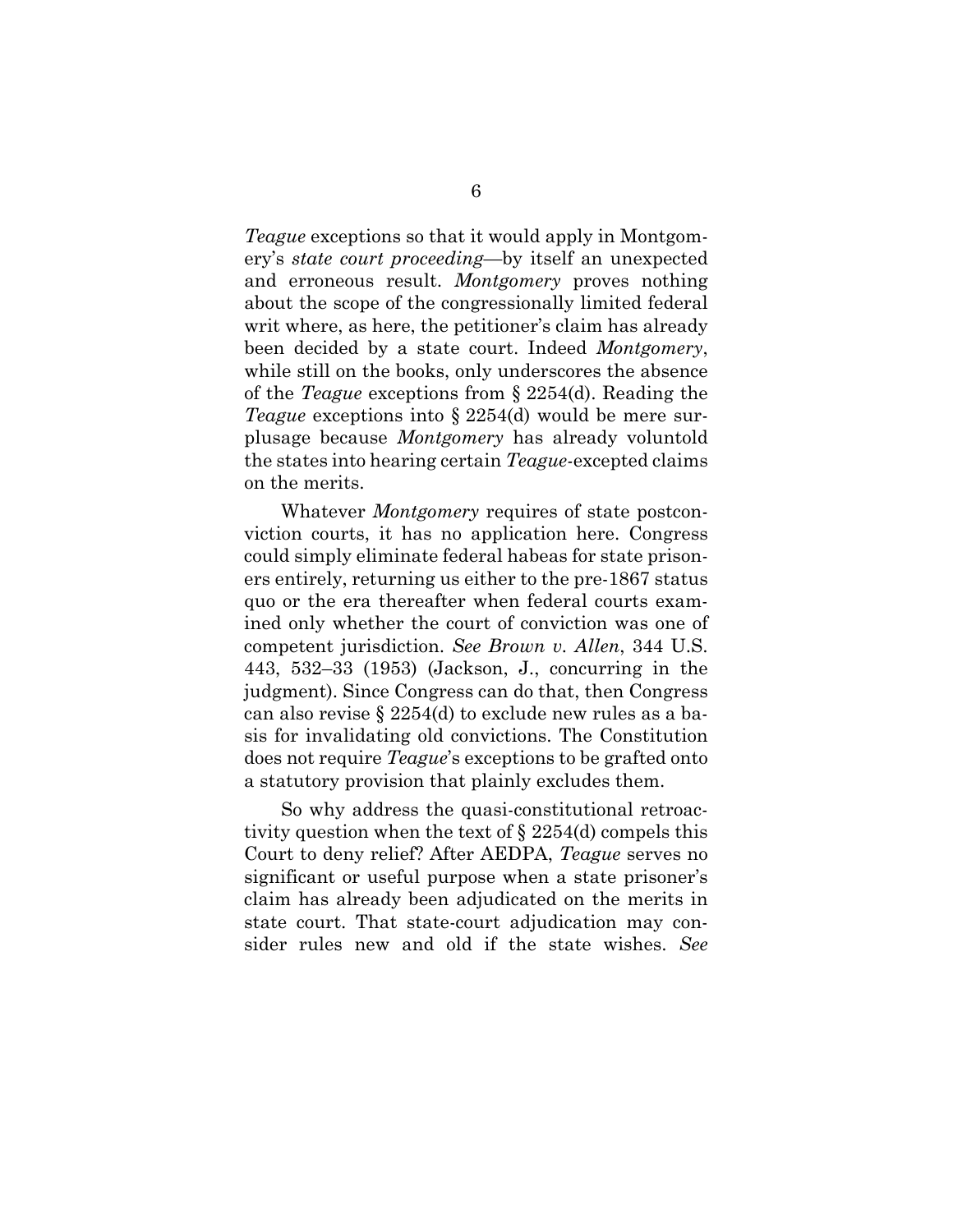*Teague* exceptions so that it would apply in Montgomery's *state court proceeding*—by itself an unexpected and erroneous result. *Montgomery* proves nothing about the scope of the congressionally limited federal writ where, as here, the petitioner's claim has already been decided by a state court. Indeed *Montgomery*, while still on the books, only underscores the absence of the *Teague* exceptions from § 2254(d). Reading the *Teague* exceptions into § 2254(d) would be mere surplusage because *Montgomery* has already voluntold the states into hearing certain *Teague*-excepted claims on the merits.

Whatever *Montgomery* requires of state postconviction courts, it has no application here. Congress could simply eliminate federal habeas for state prisoners entirely, returning us either to the pre-1867 status quo or the era thereafter when federal courts examined only whether the court of conviction was one of competent jurisdiction. *See Brown v. Allen*, 344 U.S. 443, 532–33 (1953) (Jackson, J., concurring in the judgment). Since Congress can do that, then Congress can also revise § 2254(d) to exclude new rules as a basis for invalidating old convictions. The Constitution does not require *Teague*'s exceptions to be grafted onto a statutory provision that plainly excludes them.

So why address the quasi-constitutional retroactivity question when the text of § 2254(d) compels this Court to deny relief? After AEDPA, *Teague* serves no significant or useful purpose when a state prisoner's claim has already been adjudicated on the merits in state court. That state-court adjudication may consider rules new and old if the state wishes. *See*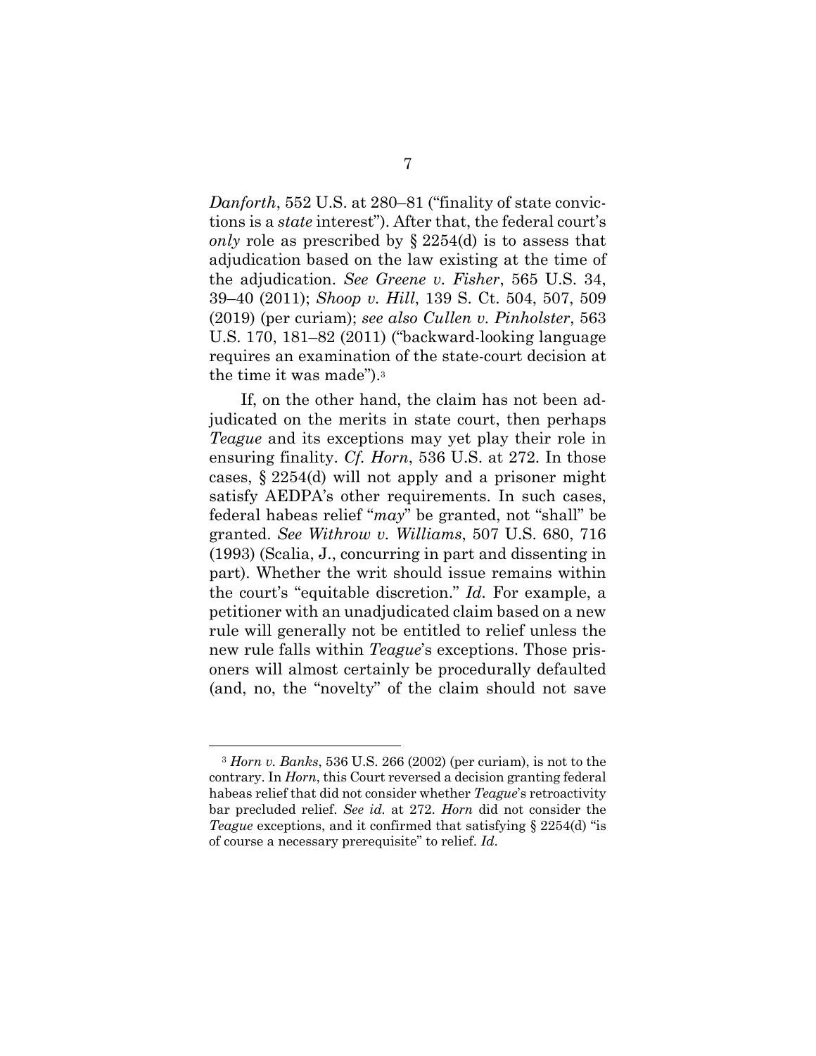*Danforth*, 552 U.S. at 280–81 ("finality of state convictions is a *state* interest"). After that, the federal court's *only* role as prescribed by § 2254(d) is to assess that adjudication based on the law existing at the time of the adjudication. *See Greene v. Fisher*, 565 U.S. 34, 39–40 (2011); *Shoop v. Hill*, 139 S. Ct. 504, 507, 509 (2019) (per curiam); *see also Cullen v. Pinholster*, 563 U.S. 170, 181–82 (2011) ("backward-looking language requires an examination of the state-court decision at the time it was made").[3]

If, on the other hand, the claim has not been adjudicated on the merits in state court, then perhaps *Teague* and its exceptions may yet play their role in ensuring finality. *Cf. Horn*, 536 U.S. at 272. In those cases, § 2254(d) will not apply and a prisoner might satisfy AEDPA's other requirements. In such cases, federal habeas relief "*may*" be granted, not "shall" be granted. *See Withrow v. Williams*, 507 U.S. 680, 716 (1993) (Scalia, J., concurring in part and dissenting in part). Whether the writ should issue remains within the court's "equitable discretion." *Id.* For example, a petitioner with an unadjudicated claim based on a new rule will generally not be entitled to relief unless the new rule falls within *Teague*'s exceptions. Those prisoners will almost certainly be procedurally defaulted (and, no, the "novelty" of the claim should not save

---

[3] *Horn v. Banks*, 536 U.S. 266 (2002) (per curiam), is not to the contrary. In *Horn*, this Court reversed a decision granting federal habeas relief that did not consider whether *Teague*'s retroactivity bar precluded relief. *See id.* at 272. *Horn* did not consider the *Teague* exceptions, and it confirmed that satisfying § 2254(d) "is of course a necessary prerequisite" to relief. *Id.*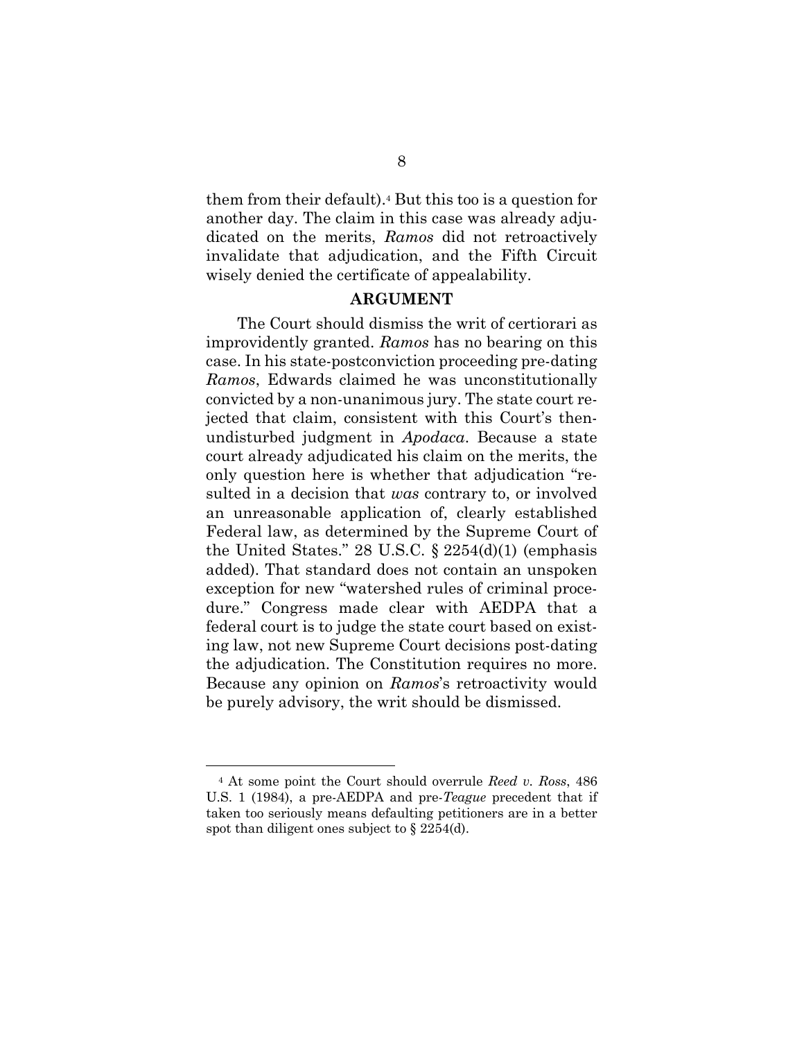them from their default).[4] But this too is a question for another day. The claim in this case was already adjudicated on the merits, *Ramos* did not retroactively invalidate that adjudication, and the Fifth Circuit wisely denied the certificate of appealability.

## ARGUMENT

The Court should dismiss the writ of certiorari as improvidently granted. *Ramos* has no bearing on this case. In his state-postconviction proceeding pre-dating *Ramos*, Edwards claimed he was unconstitutionally convicted by a non-unanimous jury. The state court rejected that claim, consistent with this Court's then-undisturbed judgment in *Apodaca*. Because a state court already adjudicated his claim on the merits, the only question here is whether that adjudication "resulted in a decision that *was* contrary to, or involved an unreasonable application of, clearly established Federal law, as determined by the Supreme Court of the United States." 28 U.S.C. § 2254(d)(1) (emphasis added). That standard does not contain an unspoken exception for new "watershed rules of criminal procedure." Congress made clear with AEDPA that a federal court is to judge the state court based on existing law, not new Supreme Court decisions post-dating the adjudication. The Constitution requires no more. Because any opinion on *Ramos*'s retroactivity would be purely advisory, the writ should be dismissed.

---

[4] At some point the Court should overrule *Reed v. Ross*, 486 U.S. 1 (1984), a pre-AEDPA and pre-*Teague* precedent that if taken too seriously means defaulting petitioners are in a better spot than diligent ones subject to § 2254(d).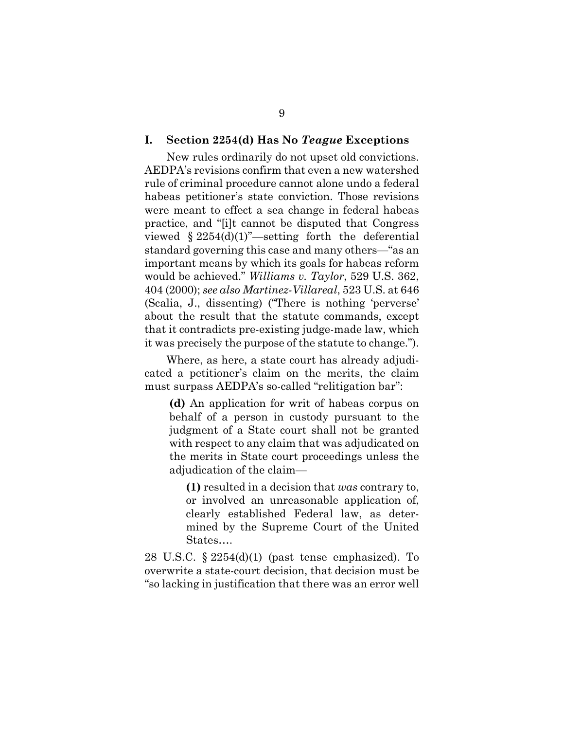## I. Section 2254(d) Has No *Teague* Exceptions

New rules ordinarily do not upset old convictions. AEDPA's revisions confirm that even a new watershed rule of criminal procedure cannot alone undo a federal habeas petitioner's state conviction. Those revisions were meant to effect a sea change in federal habeas practice, and "[i]t cannot be disputed that Congress viewed § 2254(d)(1)"—setting forth the deferential standard governing this case and many others—"as an important means by which its goals for habeas reform would be achieved." *Williams v. Taylor*, 529 U.S. 362, 404 (2000); *see also Martinez-Villareal*, 523 U.S. at 646 (Scalia, J., dissenting) ("There is nothing 'perverse' about the result that the statute commands, except that it contradicts pre-existing judge-made law, which it was precisely the purpose of the statute to change.").

Where, as here, a state court has already adjudicated a petitioner's claim on the merits, the claim must surpass AEDPA's so-called "relitigation bar":

> **(d)** An application for writ of habeas corpus on behalf of a person in custody pursuant to the judgment of a State court shall not be granted with respect to any claim that was adjudicated on the merits in State court proceedings unless the adjudication of the claim—
>
> > **(1)** resulted in a decision that *was* contrary to, or involved an unreasonable application of, clearly established Federal law, as determined by the Supreme Court of the United States….

28 U.S.C. § 2254(d)(1) (past tense emphasized). To overwrite a state-court decision, that decision must be "so lacking in justification that there was an error well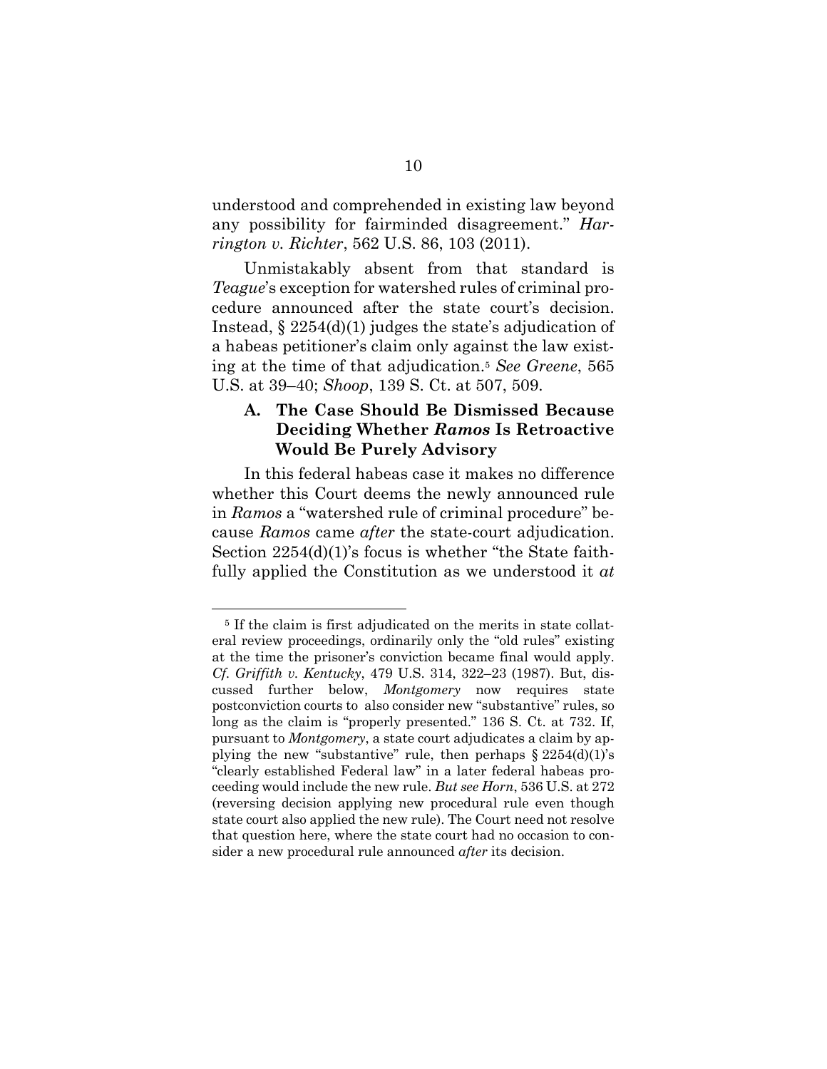understood and comprehended in existing law beyond any possibility for fairminded disagreement." *Harrington v. Richter*, 562 U.S. 86, 103 (2011).

Unmistakably absent from that standard is *Teague*'s exception for watershed rules of criminal procedure announced after the state court's decision. Instead, § 2254(d)(1) judges the state's adjudication of a habeas petitioner's claim only against the law existing at the time of that adjudication.[5] *See Greene*, 565 U.S. at 39–40; *Shoop*, 139 S. Ct. at 507, 509.

### A. The Case Should Be Dismissed Because Deciding Whether *Ramos* Is Retroactive Would Be Purely Advisory

In this federal habeas case it makes no difference whether this Court deems the newly announced rule in *Ramos* a "watershed rule of criminal procedure" because *Ramos* came *after* the state-court adjudication. Section 2254(d)(1)'s focus is whether "the State faithfully applied the Constitution as we understood it *at*

---

[5] If the claim is first adjudicated on the merits in state collateral review proceedings, ordinarily only the "old rules" existing at the time the prisoner's conviction became final would apply. *Cf. Griffith v. Kentucky*, 479 U.S. 314, 322–23 (1987). But, discussed further below, *Montgomery* now requires state postconviction courts to also consider new "substantive" rules, so long as the claim is "properly presented." 136 S. Ct. at 732. If, pursuant to *Montgomery*, a state court adjudicates a claim by applying the new "substantive" rule, then perhaps § 2254(d)(1)'s "clearly established Federal law" in a later federal habeas proceeding would include the new rule. *But see Horn*, 536 U.S. at 272 (reversing decision applying new procedural rule even though state court also applied the new rule). The Court need not resolve that question here, where the state court had no occasion to consider a new procedural rule announced *after* its decision.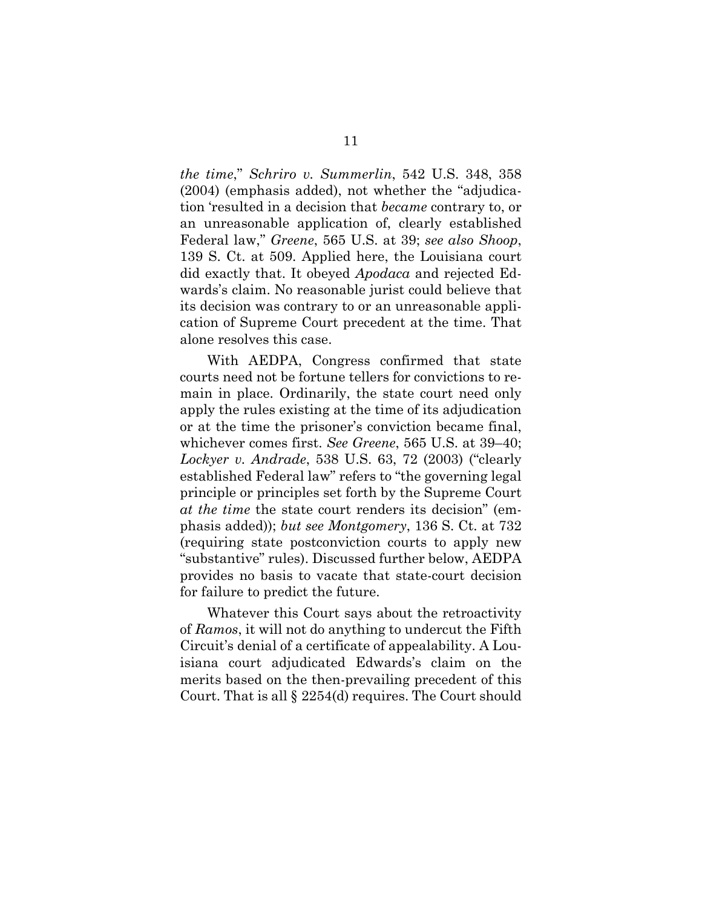*the time*," *Schriro v. Summerlin*, 542 U.S. 348, 358 (2004) (emphasis added), not whether the "adjudication 'resulted in a decision that *became* contrary to, or an unreasonable application of, clearly established Federal law," *Greene*, 565 U.S. at 39; *see also Shoop*, 139 S. Ct. at 509. Applied here, the Louisiana court did exactly that. It obeyed *Apodaca* and rejected Edwards's claim. No reasonable jurist could believe that its decision was contrary to or an unreasonable application of Supreme Court precedent at the time. That alone resolves this case.

With AEDPA, Congress confirmed that state courts need not be fortune tellers for convictions to remain in place. Ordinarily, the state court need only apply the rules existing at the time of its adjudication or at the time the prisoner's conviction became final, whichever comes first. *See Greene*, 565 U.S. at 39–40; *Lockyer v. Andrade*, 538 U.S. 63, 72 (2003) ("clearly established Federal law" refers to "the governing legal principle or principles set forth by the Supreme Court *at the time* the state court renders its decision" (emphasis added)); *but see Montgomery*, 136 S. Ct. at 732 (requiring state postconviction courts to apply new "substantive" rules). Discussed further below, AEDPA provides no basis to vacate that state-court decision for failure to predict the future.

Whatever this Court says about the retroactivity of *Ramos*, it will not do anything to undercut the Fifth Circuit's denial of a certificate of appealability. A Louisiana court adjudicated Edwards's claim on the merits based on the then-prevailing precedent of this Court. That is all § 2254(d) requires. The Court should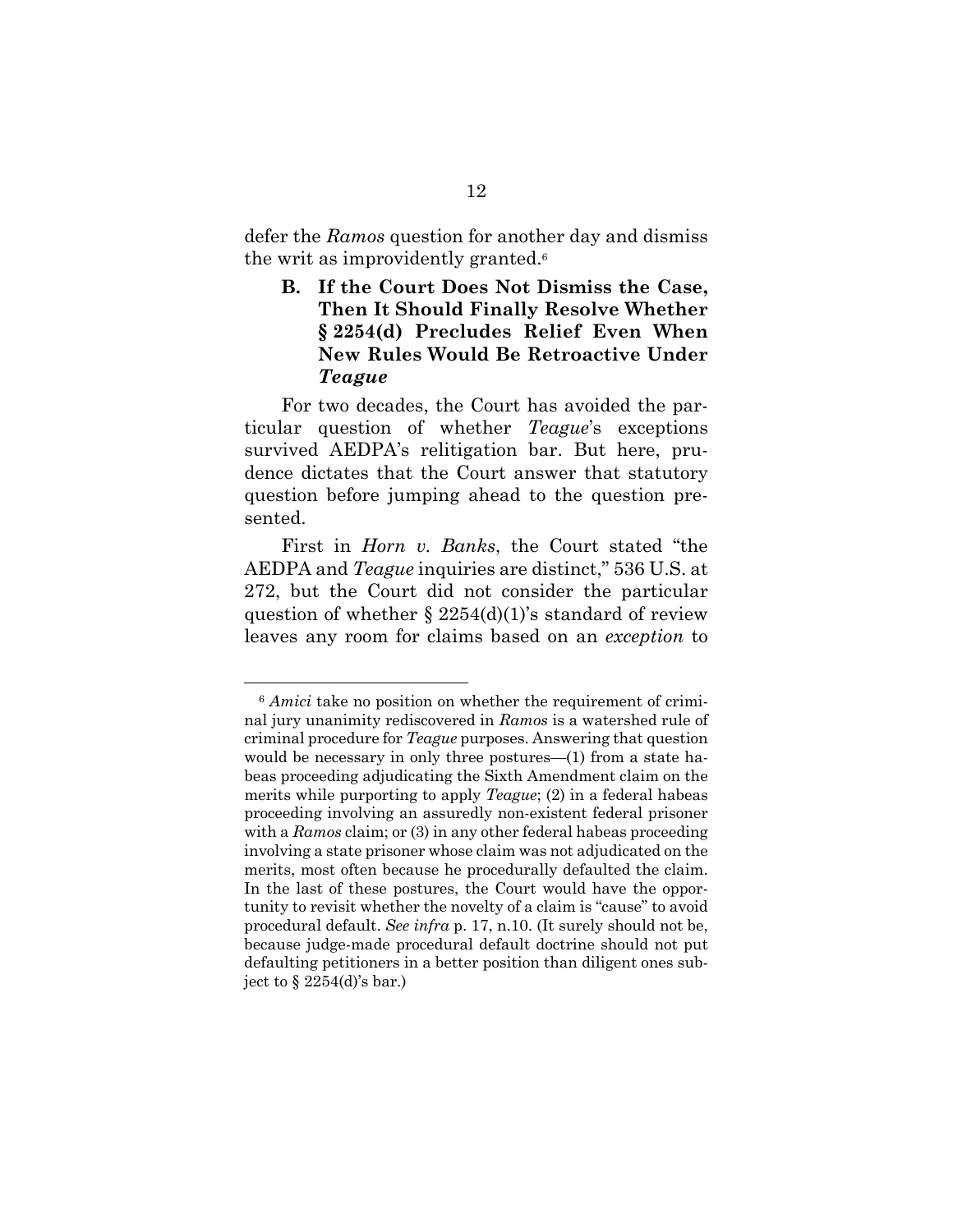defer the *Ramos* question for another day and dismiss the writ as improvidently granted.[6]

### B. If the Court Does Not Dismiss the Case, Then It Should Finally Resolve Whether § 2254(d) Precludes Relief Even When New Rules Would Be Retroactive Under *Teague*

For two decades, the Court has avoided the particular question of whether *Teague*'s exceptions survived AEDPA's relitigation bar. But here, prudence dictates that the Court answer that statutory question before jumping ahead to the question presented.

First in *Horn v. Banks*, the Court stated "the AEDPA and *Teague* inquiries are distinct," 536 U.S. at 272, but the Court did not consider the particular question of whether § 2254(d)(1)'s standard of review leaves any room for claims based on an *exception* to

---

[6] *Amici* take no position on whether the requirement of criminal jury unanimity rediscovered in *Ramos* is a watershed rule of criminal procedure for *Teague* purposes. Answering that question would be necessary in only three postures—(1) from a state habeas proceeding adjudicating the Sixth Amendment claim on the merits while purporting to apply *Teague*; (2) in a federal habeas proceeding involving an assuredly non-existent federal prisoner with a *Ramos* claim; or (3) in any other federal habeas proceeding involving a state prisoner whose claim was not adjudicated on the merits, most often because he procedurally defaulted the claim. In the last of these postures, the Court would have the opportunity to revisit whether the novelty of a claim is "cause" to avoid procedural default. *See infra* p. 17, n.10. (It surely should not be, because judge-made procedural default doctrine should not put defaulting petitioners in a better position than diligent ones subject to § 2254(d)'s bar.)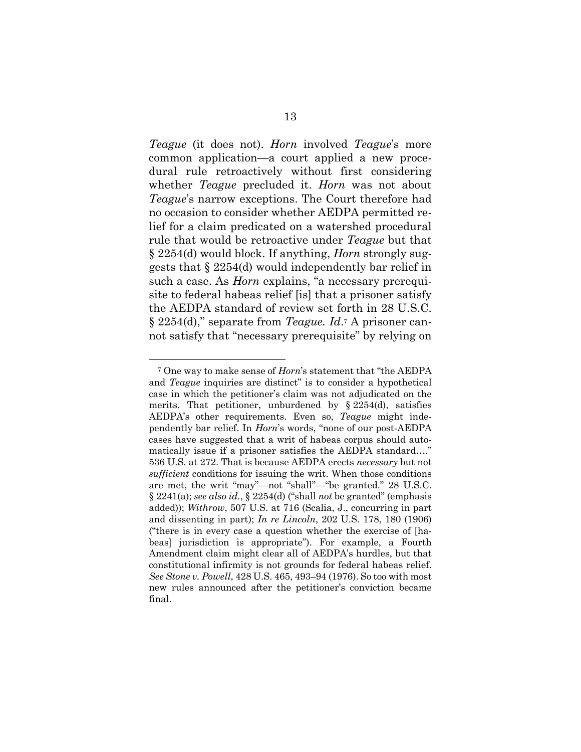*Teague* (it does not). *Horn* involved *Teague*'s more common application—a court applied a new procedural rule retroactively without first considering whether *Teague* precluded it. *Horn* was not about *Teague*'s narrow exceptions. The Court therefore had no occasion to consider whether AEDPA permitted relief for a claim predicated on a watershed procedural rule that would be retroactive under *Teague* but that § 2254(d) would block. If anything, *Horn* strongly suggests that § 2254(d) would independently bar relief in such a case. As *Horn* explains, "a necessary prerequisite to federal habeas relief [is] that a prisoner satisfy the AEDPA standard of review set forth in 28 U.S.C. § 2254(d)," separate from *Teague*. *Id*.[7] A prisoner cannot satisfy that "necessary prerequisite" by relying on

---

[7] One way to make sense of *Horn*'s statement that "the AEDPA and *Teague* inquiries are distinct" is to consider a hypothetical case in which the petitioner's claim was not adjudicated on the merits. That petitioner, unburdened by § 2254(d), satisfies AEDPA's other requirements. Even so, *Teague* might independently bar relief. In *Horn*'s words, "none of our post-AEDPA cases have suggested that a writ of habeas corpus should automatically issue if a prisoner satisfies the AEDPA standard…." 536 U.S. at 272. That is because AEDPA erects *necessary* but not *sufficient* conditions for issuing the writ. When those conditions are met, the writ "may"—not "shall"—"be granted." 28 U.S.C. § 2241(a); *see also id.*, § 2254(d) ("shall *not* be granted" (emphasis added)); *Withrow*, 507 U.S. at 716 (Scalia, J., concurring in part and dissenting in part); *In re Lincoln*, 202 U.S. 178, 180 (1906) ("there is in every case a question whether the exercise of [habeas] jurisdiction is appropriate"). For example, a Fourth Amendment claim might clear all of AEDPA's hurdles, but that constitutional infirmity is not grounds for federal habeas relief. *See Stone v. Powell*, 428 U.S. 465, 493–94 (1976). So too with most new rules announced after the petitioner's conviction became final.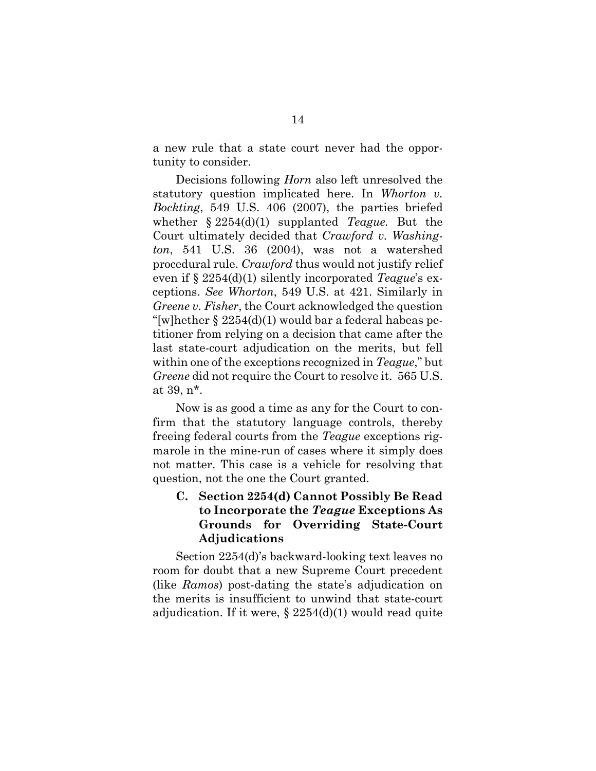a new rule that a state court never had the opportunity to consider.

Decisions following *Horn* also left unresolved the statutory question implicated here. In *Whorton v. Bockting*, 549 U.S. 406 (2007), the parties briefed whether § 2254(d)(1) supplanted *Teague.* But the Court ultimately decided that *Crawford v. Washington*, 541 U.S. 36 (2004), was not a watershed procedural rule. *Crawford* thus would not justify relief even if § 2254(d)(1) silently incorporated *Teague*'s exceptions. *See Whorton*, 549 U.S. at 421. Similarly in *Greene v. Fisher*, the Court acknowledged the question "[w]hether § 2254(d)(1) would bar a federal habeas petitioner from relying on a decision that came after the last state-court adjudication on the merits, but fell within one of the exceptions recognized in *Teague*," but *Greene* did not require the Court to resolve it. 565 U.S. at 39, n*.

Now is as good a time as any for the Court to confirm that the statutory language controls, thereby freeing federal courts from the *Teague* exceptions rigmarole in the mine-run of cases where it simply does not matter. This case is a vehicle for resolving that question, not the one the Court granted.

### C. Section 2254(d) Cannot Possibly Be Read to Incorporate the *Teague* Exceptions As Grounds for Overriding State-Court Adjudications

Section 2254(d)'s backward-looking text leaves no room for doubt that a new Supreme Court precedent (like *Ramos*) post-dating the state's adjudication on the merits is insufficient to unwind that state-court adjudication. If it were, § 2254(d)(1) would read quite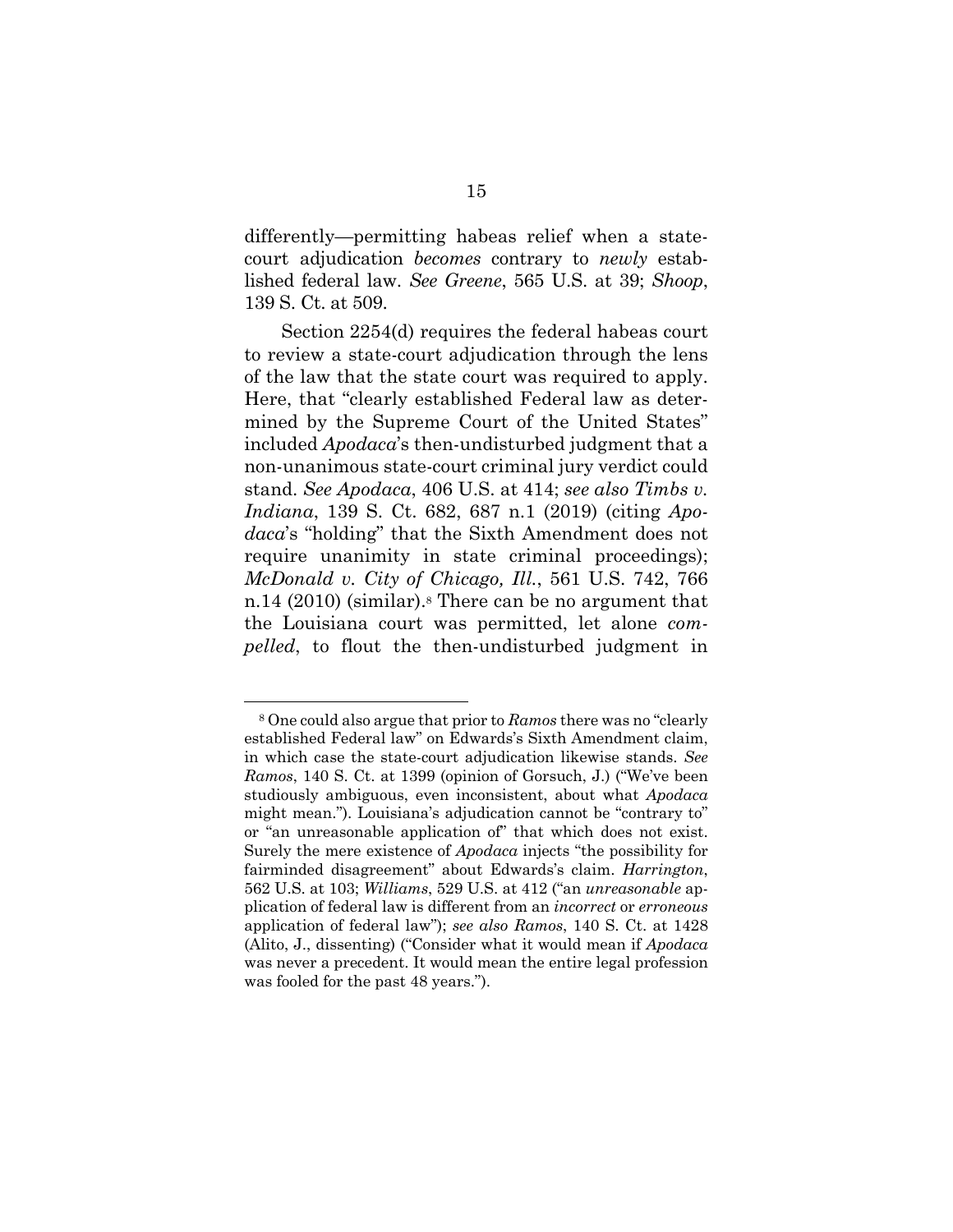differently—permitting habeas relief when a state-court adjudication *becomes* contrary to *newly* established federal law. *See Greene*, 565 U.S. at 39; *Shoop*, 139 S. Ct. at 509.

Section 2254(d) requires the federal habeas court to review a state-court adjudication through the lens of the law that the state court was required to apply. Here, that "clearly established Federal law as determined by the Supreme Court of the United States" included *Apodaca*'s then-undisturbed judgment that a non-unanimous state-court criminal jury verdict could stand. *See Apodaca*, 406 U.S. at 414; *see also Timbs v. Indiana*, 139 S. Ct. 682, 687 n.1 (2019) (citing *Apodaca*'s "holding" that the Sixth Amendment does not require unanimity in state criminal proceedings); *McDonald v. City of Chicago, Ill.*, 561 U.S. 742, 766 n.14 (2010) (similar).[8] There can be no argument that the Louisiana court was permitted, let alone *compelled*, to flout the then-undisturbed judgment in

---

[8] One could also argue that prior to *Ramos* there was no "clearly established Federal law" on Edwards's Sixth Amendment claim, in which case the state-court adjudication likewise stands. *See Ramos*, 140 S. Ct. at 1399 (opinion of Gorsuch, J.) ("We've been studiously ambiguous, even inconsistent, about what *Apodaca* might mean."). Louisiana's adjudication cannot be "contrary to" or "an unreasonable application of" that which does not exist. Surely the mere existence of *Apodaca* injects "the possibility for fairminded disagreement" about Edwards's claim. *Harrington*, 562 U.S. at 103; *Williams*, 529 U.S. at 412 ("an *unreasonable* application of federal law is different from an *incorrect* or *erroneous* application of federal law"); *see also Ramos*, 140 S. Ct. at 1428 (Alito, J., dissenting) ("Consider what it would mean if *Apodaca* was never a precedent. It would mean the entire legal profession was fooled for the past 48 years.").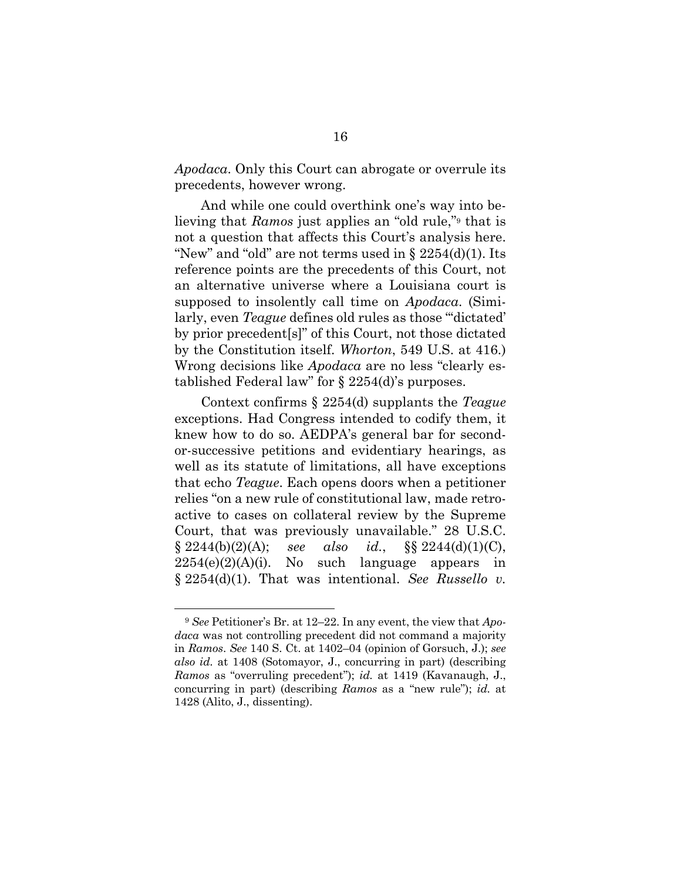*Apodaca*. Only this Court can abrogate or overrule its precedents, however wrong.

And while one could overthink one's way into believing that *Ramos* just applies an "old rule,"[9] that is not a question that affects this Court's analysis here. "New" and "old" are not terms used in § 2254(d)(1). Its reference points are the precedents of this Court, not an alternative universe where a Louisiana court is supposed to insolently call time on *Apodaca*. (Similarly, even *Teague* defines old rules as those "'dictated' by prior precedent[s]" of this Court, not those dictated by the Constitution itself. *Whorton*, 549 U.S. at 416.) Wrong decisions like *Apodaca* are no less "clearly established Federal law" for § 2254(d)'s purposes.

Context confirms § 2254(d) supplants the *Teague* exceptions. Had Congress intended to codify them, it knew how to do so. AEDPA's general bar for second-or-successive petitions and evidentiary hearings, as well as its statute of limitations, all have exceptions that echo *Teague*. Each opens doors when a petitioner relies "on a new rule of constitutional law, made retroactive to cases on collateral review by the Supreme Court, that was previously unavailable." 28 U.S.C. § 2244(b)(2)(A); *see also id.*, §§ 2244(d)(1)(C), 2254(e)(2)(A)(i). No such language appears in § 2254(d)(1). That was intentional. *See Russello v.*

---

[9] *See* Petitioner's Br. at 12–22. In any event, the view that *Apodaca* was not controlling precedent did not command a majority in *Ramos*. *See* 140 S. Ct. at 1402–04 (opinion of Gorsuch, J.); *see also id.* at 1408 (Sotomayor, J., concurring in part) (describing *Ramos* as "overruling precedent"); *id.* at 1419 (Kavanaugh, J., concurring in part) (describing *Ramos* as a "new rule"); *id.* at 1428 (Alito, J., dissenting).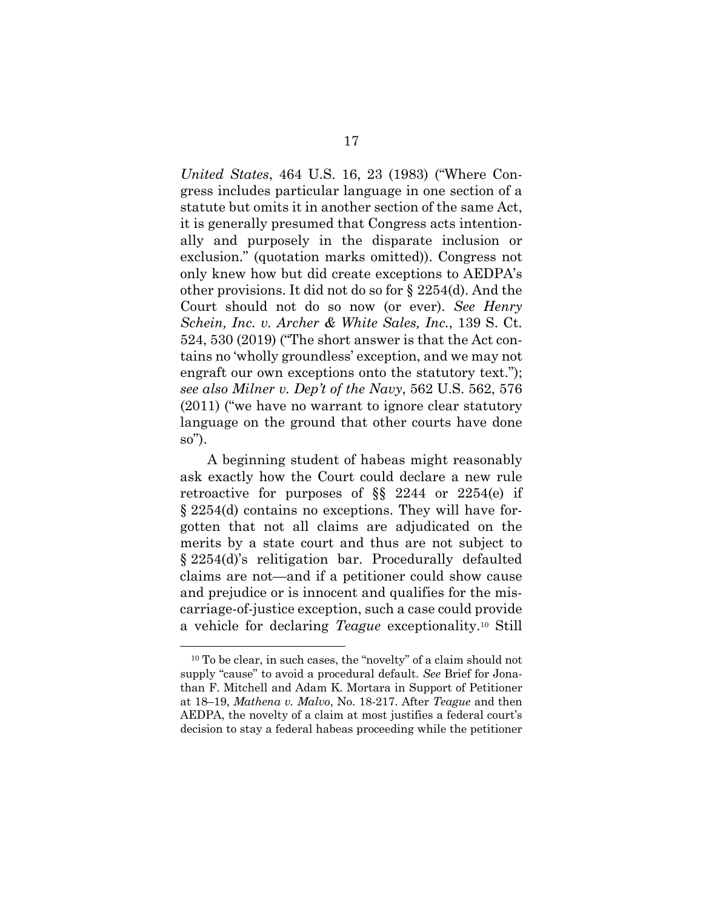*United States*, 464 U.S. 16, 23 (1983) ("Where Congress includes particular language in one section of a statute but omits it in another section of the same Act, it is generally presumed that Congress acts intentionally and purposely in the disparate inclusion or exclusion." (quotation marks omitted)). Congress not only knew how but did create exceptions to AEDPA's other provisions. It did not do so for § 2254(d). And the Court should not do so now (or ever). *See Henry Schein, Inc. v. Archer & White Sales, Inc.*, 139 S. Ct. 524, 530 (2019) ("The short answer is that the Act contains no 'wholly groundless' exception, and we may not engraft our own exceptions onto the statutory text."); *see also Milner v. Dep't of the Navy*, 562 U.S. 562, 576 (2011) ("we have no warrant to ignore clear statutory language on the ground that other courts have done so").

A beginning student of habeas might reasonably ask exactly how the Court could declare a new rule retroactive for purposes of §§ 2244 or 2254(e) if § 2254(d) contains no exceptions. They will have forgotten that not all claims are adjudicated on the merits by a state court and thus are not subject to § 2254(d)'s relitigation bar. Procedurally defaulted claims are not—and if a petitioner could show cause and prejudice or is innocent and qualifies for the miscarriage-of-justice exception, such a case could provide a vehicle for declaring *Teague* exceptionality.[10] Still

[10] To be clear, in such cases, the "novelty" of a claim should not supply "cause" to avoid a procedural default. *See* Brief for Jonathan F. Mitchell and Adam K. Mortara in Support of Petitioner at 18–19, *Mathena v. Malvo*, No. 18-217. After *Teague* and then AEDPA, the novelty of a claim at most justifies a federal court's decision to stay a federal habeas proceeding while the petitioner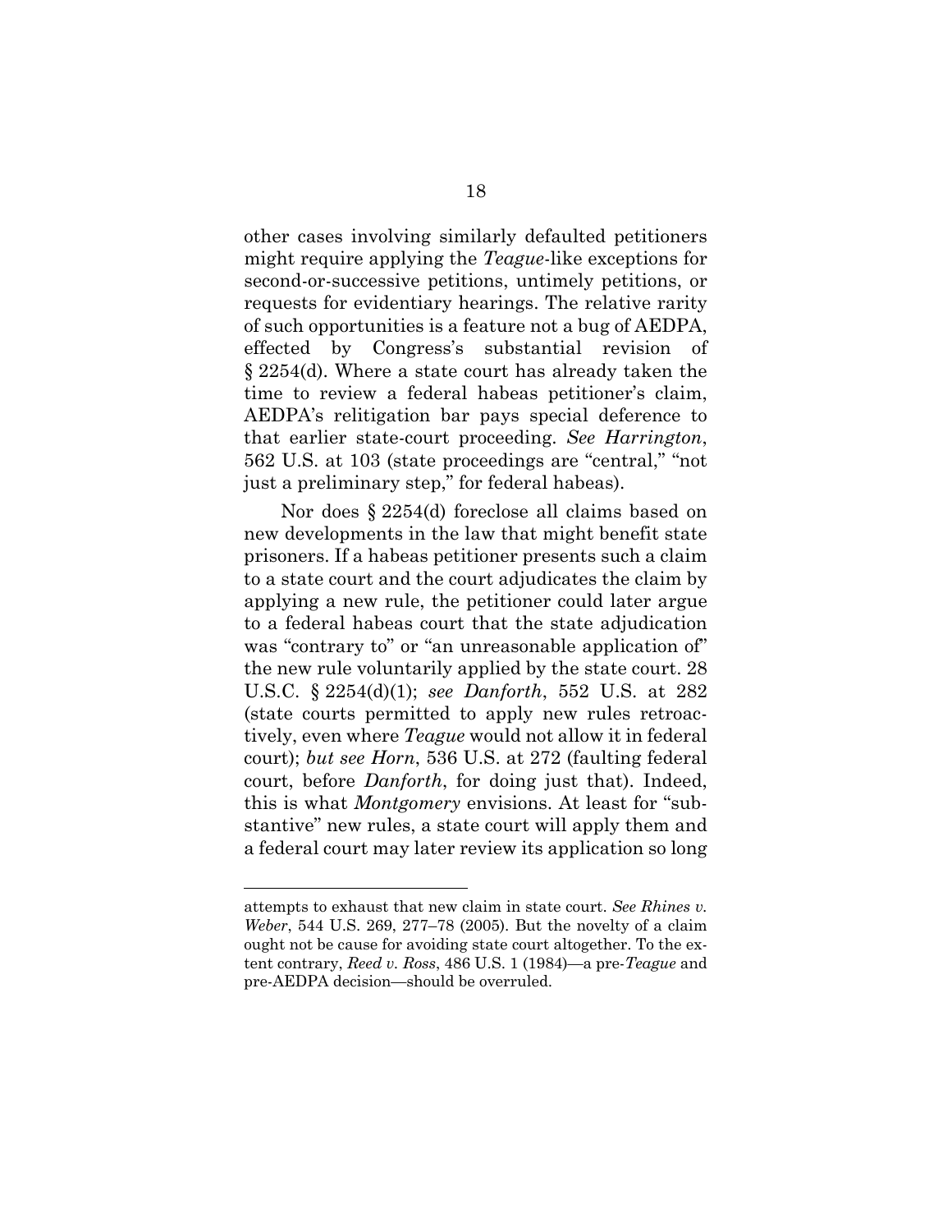other cases involving similarly defaulted petitioners might require applying the *Teague*-like exceptions for second-or-successive petitions, untimely petitions, or requests for evidentiary hearings. The relative rarity of such opportunities is a feature not a bug of AEDPA, effected by Congress's substantial revision of § 2254(d). Where a state court has already taken the time to review a federal habeas petitioner's claim, AEDPA's relitigation bar pays special deference to that earlier state-court proceeding. *See Harrington*, 562 U.S. at 103 (state proceedings are "central," "not just a preliminary step," for federal habeas).

Nor does § 2254(d) foreclose all claims based on new developments in the law that might benefit state prisoners. If a habeas petitioner presents such a claim to a state court and the court adjudicates the claim by applying a new rule, the petitioner could later argue to a federal habeas court that the state adjudication was "contrary to" or "an unreasonable application of" the new rule voluntarily applied by the state court. 28 U.S.C. § 2254(d)(1); *see Danforth*, 552 U.S. at 282 (state courts permitted to apply new rules retroactively, even where *Teague* would not allow it in federal court); *but see Horn*, 536 U.S. at 272 (faulting federal court, before *Danforth*, for doing just that). Indeed, this is what *Montgomery* envisions. At least for "substantive" new rules, a state court will apply them and a federal court may later review its application so long

---

attempts to exhaust that new claim in state court. *See Rhines v. Weber*, 544 U.S. 269, 277–78 (2005). But the novelty of a claim ought not be cause for avoiding state court altogether. To the extent contrary, *Reed v. Ross*, 486 U.S. 1 (1984)—a pre-*Teague* and pre-AEDPA decision—should be overruled.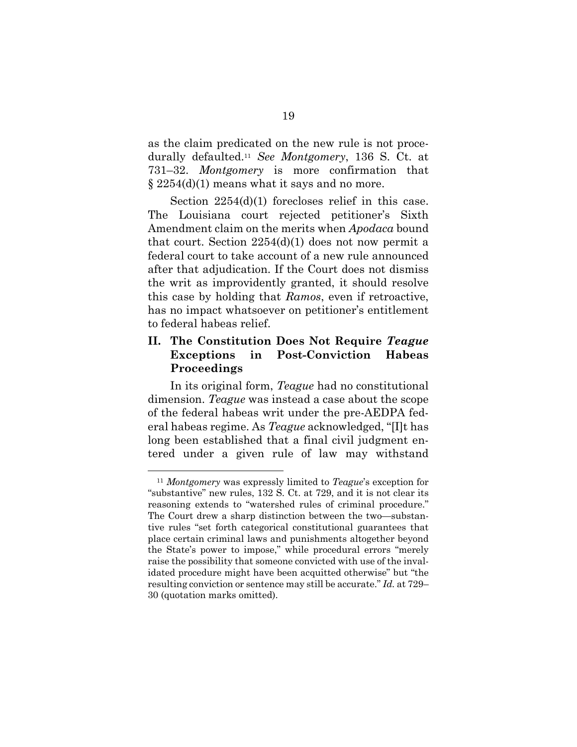as the claim predicated on the new rule is not procedurally defaulted.[11] *See Montgomery*, 136 S. Ct. at 731–32. *Montgomery* is more confirmation that § 2254(d)(1) means what it says and no more.

Section 2254(d)(1) forecloses relief in this case. The Louisiana court rejected petitioner's Sixth Amendment claim on the merits when *Apodaca* bound that court. Section 2254(d)(1) does not now permit a federal court to take account of a new rule announced after that adjudication. If the Court does not dismiss the writ as improvidently granted, it should resolve this case by holding that *Ramos*, even if retroactive, has no impact whatsoever on petitioner's entitlement to federal habeas relief.

## II. The Constitution Does Not Require *Teague* Exceptions in Post-Conviction Habeas Proceedings

In its original form, *Teague* had no constitutional dimension. *Teague* was instead a case about the scope of the federal habeas writ under the pre-AEDPA federal habeas regime. As *Teague* acknowledged, "[I]t has long been established that a final civil judgment entered under a given rule of law may withstand

---

[11] *Montgomery* was expressly limited to *Teague*'s exception for "substantive" new rules, 132 S. Ct. at 729, and it is not clear its reasoning extends to "watershed rules of criminal procedure." The Court drew a sharp distinction between the two—substantive rules "set forth categorical constitutional guarantees that place certain criminal laws and punishments altogether beyond the State's power to impose," while procedural errors "merely raise the possibility that someone convicted with use of the invalidated procedure might have been acquitted otherwise" but "the resulting conviction or sentence may still be accurate." *Id.* at 729–30 (quotation marks omitted).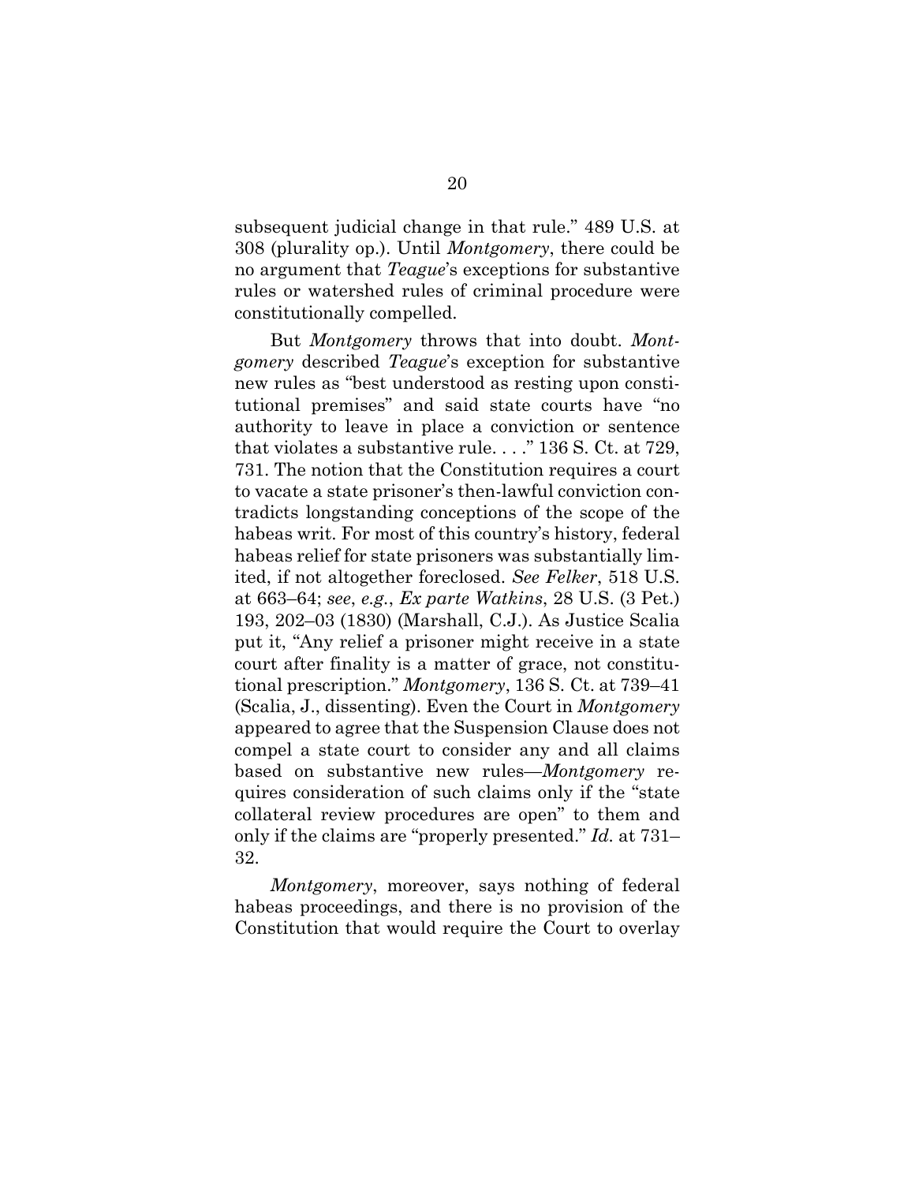subsequent judicial change in that rule." 489 U.S. at 308 (plurality op.). Until *Montgomery*, there could be no argument that *Teague*'s exceptions for substantive rules or watershed rules of criminal procedure were constitutionally compelled.

But *Montgomery* throws that into doubt. *Montgomery* described *Teague*'s exception for substantive new rules as "best understood as resting upon constitutional premises" and said state courts have "no authority to leave in place a conviction or sentence that violates a substantive rule. . . ." 136 S. Ct. at 729, 731. The notion that the Constitution requires a court to vacate a state prisoner's then-lawful conviction contradicts longstanding conceptions of the scope of the habeas writ. For most of this country's history, federal habeas relief for state prisoners was substantially limited, if not altogether foreclosed. *See Felker*, 518 U.S. at 663–64; *see*, *e.g.*, *Ex parte Watkins*, 28 U.S. (3 Pet.) 193, 202–03 (1830) (Marshall, C.J.). As Justice Scalia put it, "Any relief a prisoner might receive in a state court after finality is a matter of grace, not constitutional prescription." *Montgomery*, 136 S. Ct. at 739–41 (Scalia, J., dissenting). Even the Court in *Montgomery* appeared to agree that the Suspension Clause does not compel a state court to consider any and all claims based on substantive new rules—*Montgomery* requires consideration of such claims only if the "state collateral review procedures are open" to them and only if the claims are "properly presented." *Id.* at 731–32.

*Montgomery*, moreover, says nothing of federal habeas proceedings, and there is no provision of the Constitution that would require the Court to overlay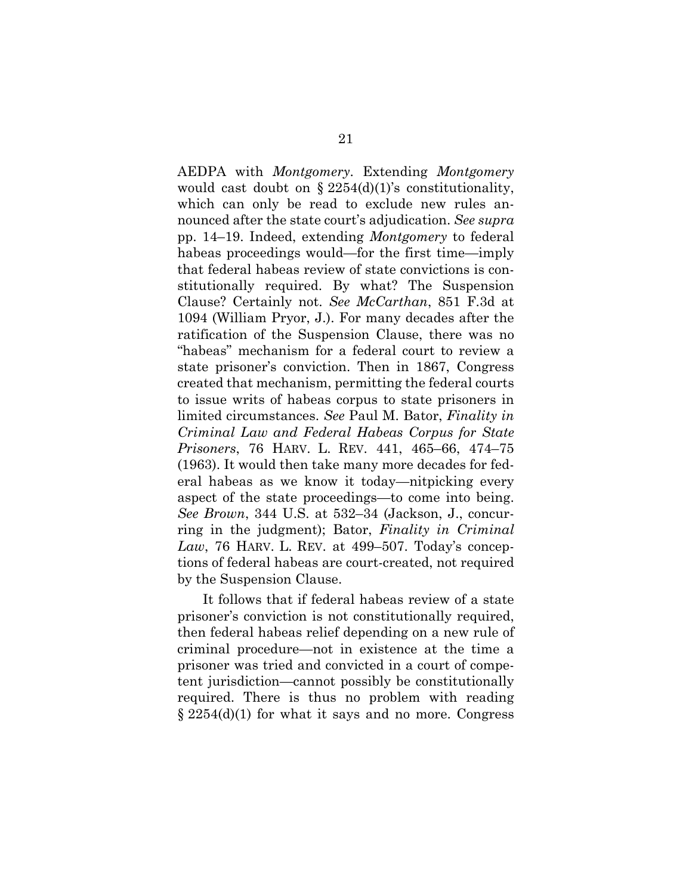AEDPA with *Montgomery*. Extending *Montgomery* would cast doubt on § 2254(d)(1)'s constitutionality, which can only be read to exclude new rules announced after the state court's adjudication. *See supra* pp. 14–19. Indeed, extending *Montgomery* to federal habeas proceedings would—for the first time—imply that federal habeas review of state convictions is constitutionally required. By what? The Suspension Clause? Certainly not. *See McCarthan*, 851 F.3d at 1094 (William Pryor, J.). For many decades after the ratification of the Suspension Clause, there was no "habeas" mechanism for a federal court to review a state prisoner's conviction. Then in 1867, Congress created that mechanism, permitting the federal courts to issue writs of habeas corpus to state prisoners in limited circumstances. *See* Paul M. Bator, *Finality in Criminal Law and Federal Habeas Corpus for State Prisoners*, 76 HARV. L. REV. 441, 465–66, 474–75 (1963). It would then take many more decades for federal habeas as we know it today—nitpicking every aspect of the state proceedings—to come into being. *See Brown*, 344 U.S. at 532–34 (Jackson, J., concurring in the judgment); Bator, *Finality in Criminal Law*, 76 HARV. L. REV. at 499–507. Today's conceptions of federal habeas are court-created, not required by the Suspension Clause.

It follows that if federal habeas review of a state prisoner's conviction is not constitutionally required, then federal habeas relief depending on a new rule of criminal procedure—not in existence at the time a prisoner was tried and convicted in a court of competent jurisdiction—cannot possibly be constitutionally required. There is thus no problem with reading § 2254(d)(1) for what it says and no more. Congress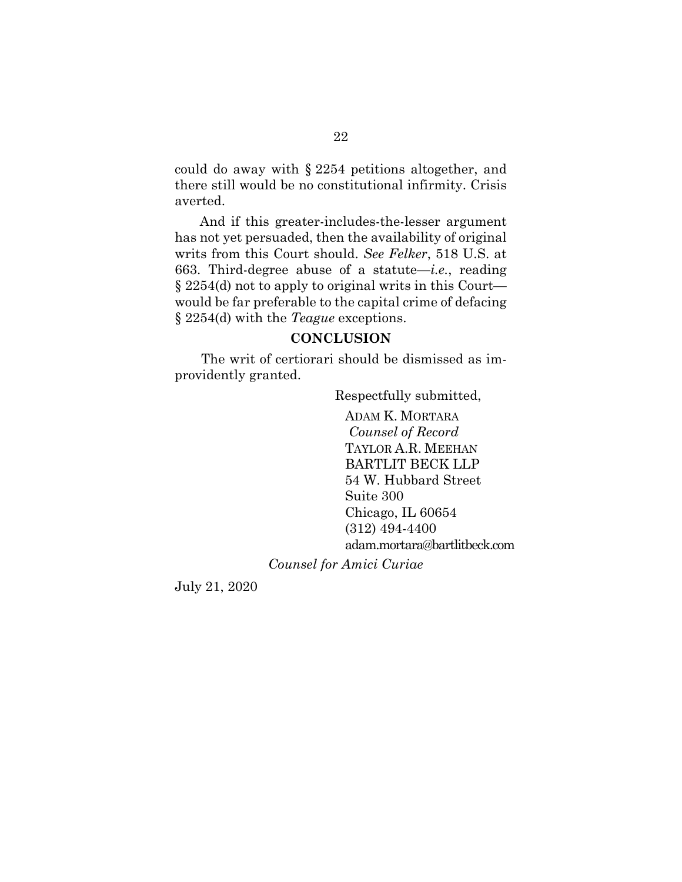could do away with § 2254 petitions altogether, and there still would be no constitutional infirmity. Crisis averted.

And if this greater-includes-the-lesser argument has not yet persuaded, then the availability of original writs from this Court should. *See Felker*, 518 U.S. at 663. Third-degree abuse of a statute—*i.e.*, reading § 2254(d) not to apply to original writs in this Court—would be far preferable to the capital crime of defacing § 2254(d) with the *Teague* exceptions.

## CONCLUSION

The writ of certiorari should be dismissed as improvidently granted.

Respectfully submitted,

ADAM K. MORTARA
*Counsel of Record*
TAYLOR A.R. MEEHAN
BARTLIT BECK LLP
54 W. Hubbard Street
Suite 300
Chicago, IL 60654
(312) 494-4400
adam.mortara@bartlitbeck.com

*Counsel for Amici Curiae*

July 21, 2020